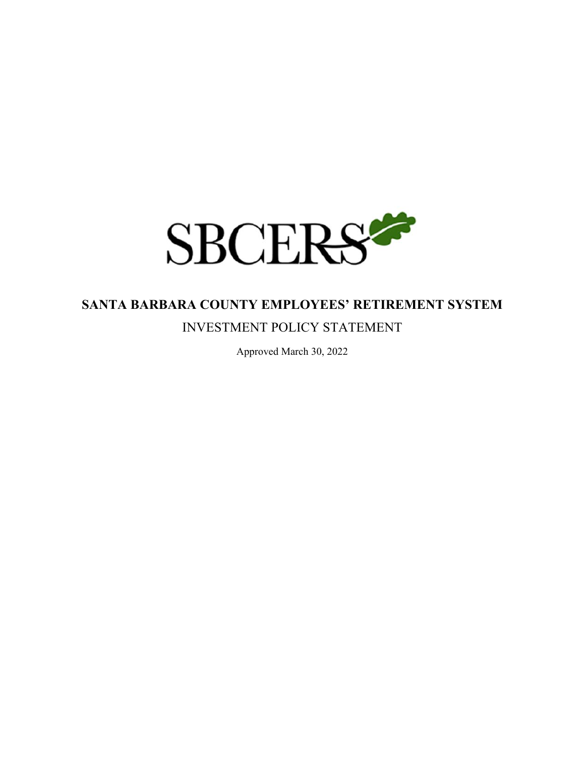SBCERS

# SANTA BARBARA COUNTY EMPLOYEES' RETIREMENT SYSTEM

## INVESTMENT POLICY STATEMENT

Approved March 30, 2022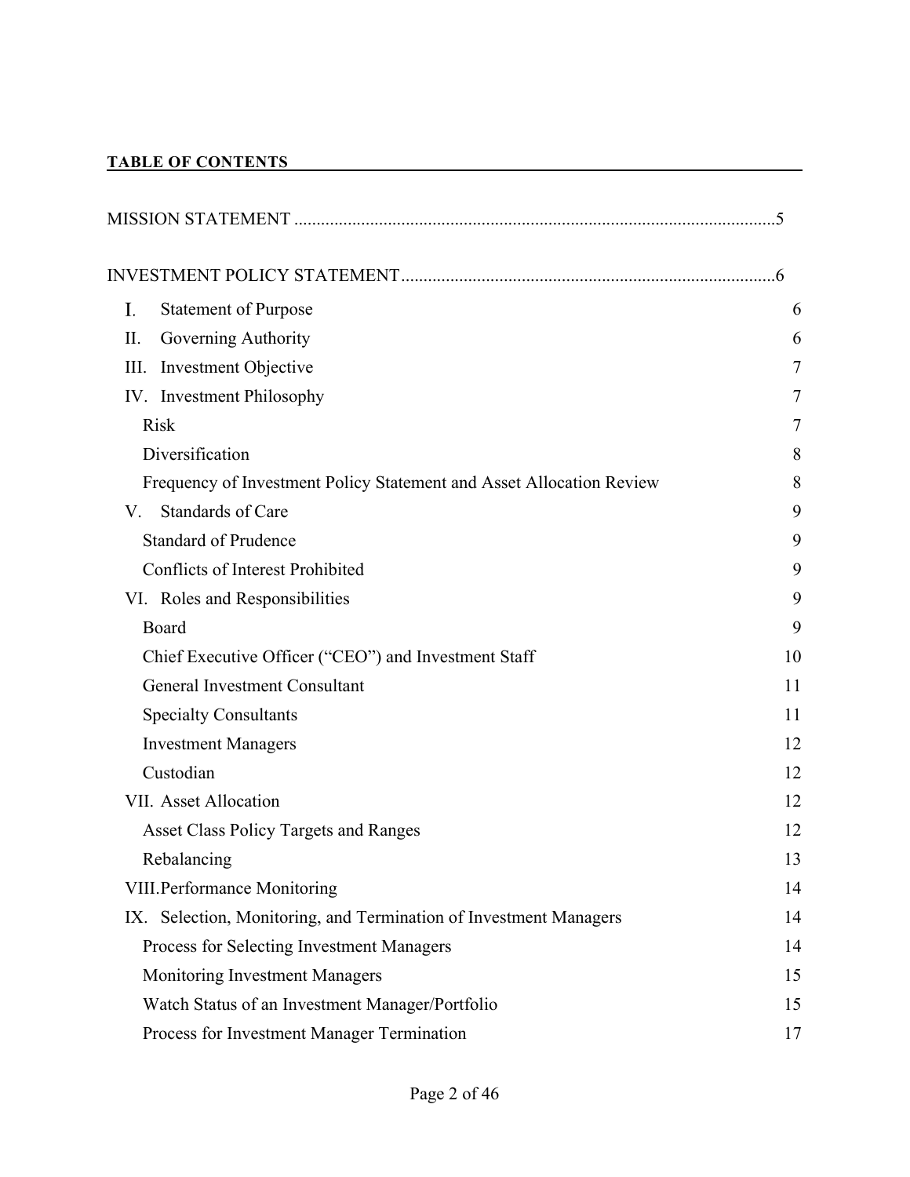**TABLE OF CONTENTS**

MISSION STATEMENT ...........................................................................................................5

INVESTMENT POLICY STATEMENT...................................................................................6

| | |
|---|---|
| I. Statement of Purpose | 6 |
| II. Governing Authority | 6 |
| III. Investment Objective | 7 |
| IV. Investment Philosophy | 7 |
| Risk | 7 |
| Diversification | 8 |
| Frequency of Investment Policy Statement and Asset Allocation Review | 8 |
| V. Standards of Care | 9 |
| Standard of Prudence | 9 |
| Conflicts of Interest Prohibited | 9 |
| VI. Roles and Responsibilities | 9 |
| Board | 9 |
| Chief Executive Officer ("CEO") and Investment Staff | 10 |
| General Investment Consultant | 11 |
| Specialty Consultants | 11 |
| Investment Managers | 12 |
| Custodian | 12 |
| VII. Asset Allocation | 12 |
| Asset Class Policy Targets and Ranges | 12 |
| Rebalancing | 13 |
| VIII. Performance Monitoring | 14 |
| IX. Selection, Monitoring, and Termination of Investment Managers | 14 |
| Process for Selecting Investment Managers | 14 |
| Monitoring Investment Managers | 15 |
| Watch Status of an Investment Manager/Portfolio | 15 |
| Process for Investment Manager Termination | 17 |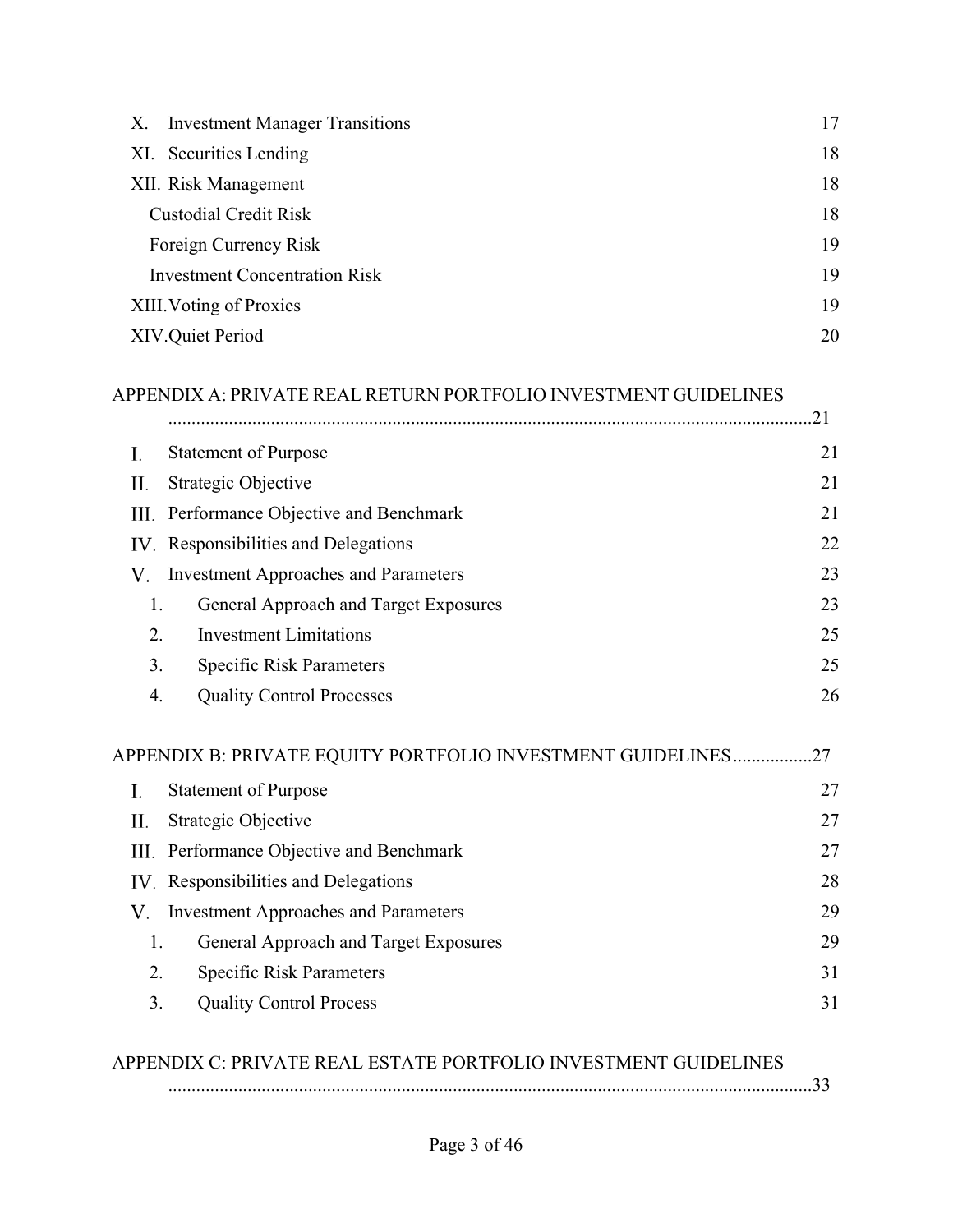| | | |
|---|---|---|
| X. | Investment Manager Transitions | 17 |
| XI. | Securities Lending | 18 |
| XII. | Risk Management | 18 |
| | Custodial Credit Risk | 18 |
| | Foreign Currency Risk | 19 |
| | Investment Concentration Risk | 19 |
| XIII. | Voting of Proxies | 19 |
| XIV. | Quiet Period | 20 |

APPENDIX A: PRIVATE REAL RETURN PORTFOLIO INVESTMENT GUIDELINES ........................................................................................................................21

| | | |
|---|---|---|
| I. | Statement of Purpose | 21 |
| II. | Strategic Objective | 21 |
| III. | Performance Objective and Benchmark | 21 |
| IV. | Responsibilities and Delegations | 22 |
| V. | Investment Approaches and Parameters | 23 |
| 1. | General Approach and Target Exposures | 23 |
| 2. | Investment Limitations | 25 |
| 3. | Specific Risk Parameters | 25 |
| 4. | Quality Control Processes | 26 |

APPENDIX B: PRIVATE EQUITY PORTFOLIO INVESTMENT GUIDELINES.................27

| | | |
|---|---|---|
| I. | Statement of Purpose | 27 |
| II. | Strategic Objective | 27 |
| III. | Performance Objective and Benchmark | 27 |
| IV. | Responsibilities and Delegations | 28 |
| V. | Investment Approaches and Parameters | 29 |
| 1. | General Approach and Target Exposures | 29 |
| 2. | Specific Risk Parameters | 31 |
| 3. | Quality Control Process | 31 |

APPENDIX C: PRIVATE REAL ESTATE PORTFOLIO INVESTMENT GUIDELINES ........................................................................................................................33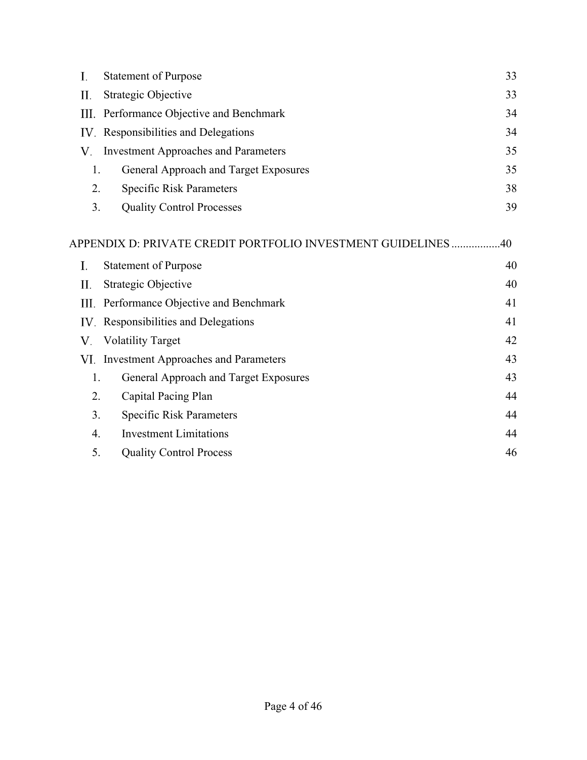I. Statement of Purpose 33

II. Strategic Objective 33

III. Performance Objective and Benchmark 34

IV. Responsibilities and Delegations 34

V. Investment Approaches and Parameters 35

1. General Approach and Target Exposures 35
2. Specific Risk Parameters 38
3. Quality Control Processes 39

APPENDIX D: PRIVATE CREDIT PORTFOLIO INVESTMENT GUIDELINES ................40

I. Statement of Purpose 40

II. Strategic Objective 40

III. Performance Objective and Benchmark 41

IV. Responsibilities and Delegations 41

V. Volatility Target 42

VI. Investment Approaches and Parameters 43

1. General Approach and Target Exposures 43
2. Capital Pacing Plan 44
3. Specific Risk Parameters 44
4. Investment Limitations 44
5. Quality Control Process 46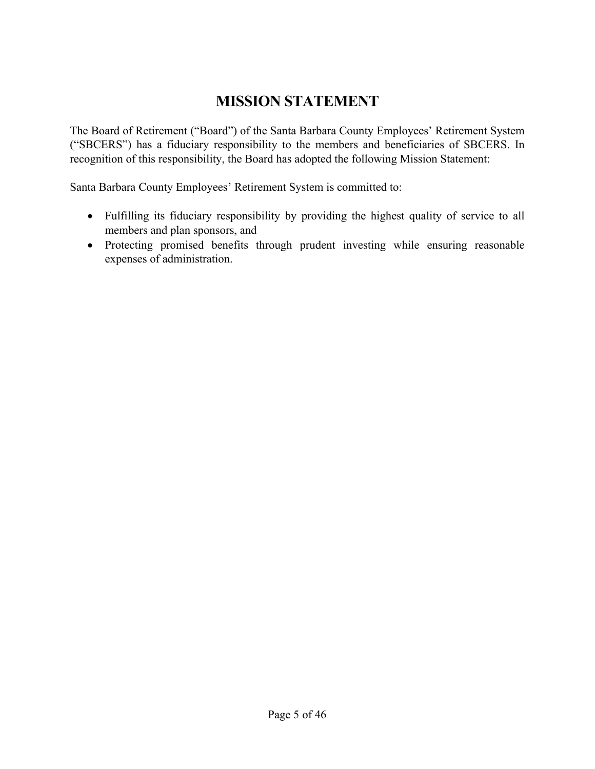# MISSION STATEMENT

The Board of Retirement ("Board") of the Santa Barbara County Employees' Retirement System ("SBCERS") has a fiduciary responsibility to the members and beneficiaries of SBCERS. In recognition of this responsibility, the Board has adopted the following Mission Statement:

Santa Barbara County Employees' Retirement System is committed to:

- Fulfilling its fiduciary responsibility by providing the highest quality of service to all members and plan sponsors, and
- Protecting promised benefits through prudent investing while ensuring reasonable expenses of administration.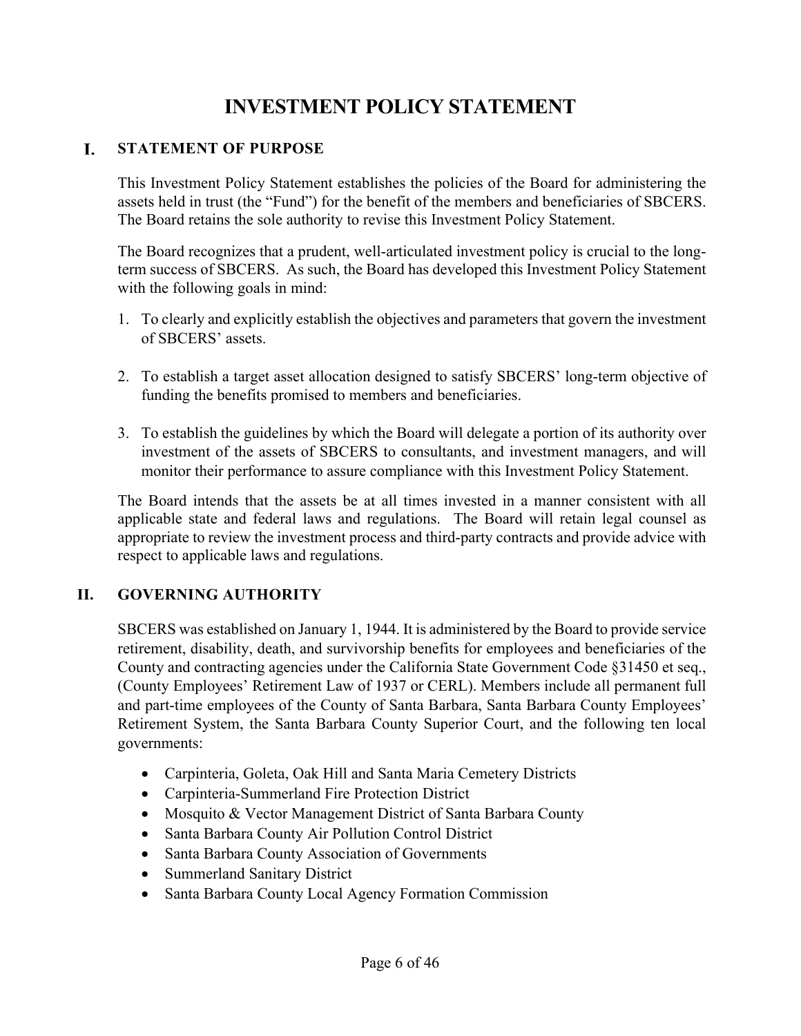# INVESTMENT POLICY STATEMENT

## I. STATEMENT OF PURPOSE

This Investment Policy Statement establishes the policies of the Board for administering the assets held in trust (the "Fund") for the benefit of the members and beneficiaries of SBCERS. The Board retains the sole authority to revise this Investment Policy Statement.

The Board recognizes that a prudent, well-articulated investment policy is crucial to the long-term success of SBCERS. As such, the Board has developed this Investment Policy Statement with the following goals in mind:

1. To clearly and explicitly establish the objectives and parameters that govern the investment of SBCERS' assets.

2. To establish a target asset allocation designed to satisfy SBCERS' long-term objective of funding the benefits promised to members and beneficiaries.

3. To establish the guidelines by which the Board will delegate a portion of its authority over investment of the assets of SBCERS to consultants, and investment managers, and will monitor their performance to assure compliance with this Investment Policy Statement.

The Board intends that the assets be at all times invested in a manner consistent with all applicable state and federal laws and regulations. The Board will retain legal counsel as appropriate to review the investment process and third-party contracts and provide advice with respect to applicable laws and regulations.

## II. GOVERNING AUTHORITY

SBCERS was established on January 1, 1944. It is administered by the Board to provide service retirement, disability, death, and survivorship benefits for employees and beneficiaries of the County and contracting agencies under the California State Government Code §31450 et seq., (County Employees' Retirement Law of 1937 or CERL). Members include all permanent full and part-time employees of the County of Santa Barbara, Santa Barbara County Employees' Retirement System, the Santa Barbara County Superior Court, and the following ten local governments:

- Carpinteria, Goleta, Oak Hill and Santa Maria Cemetery Districts
- Carpinteria-Summerland Fire Protection District
- Mosquito & Vector Management District of Santa Barbara County
- Santa Barbara County Air Pollution Control District
- Santa Barbara County Association of Governments
- Summerland Sanitary District
- Santa Barbara County Local Agency Formation Commission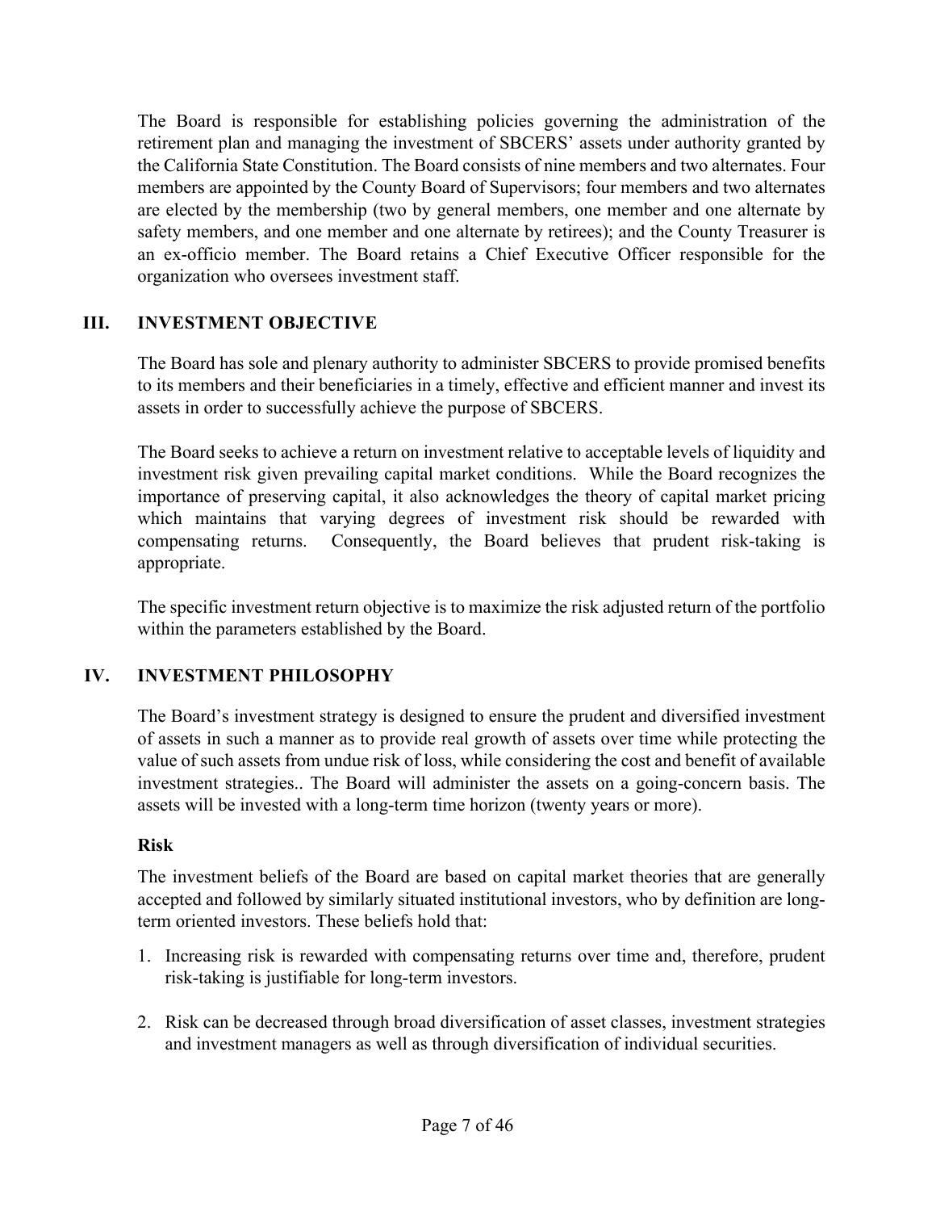The Board is responsible for establishing policies governing the administration of the retirement plan and managing the investment of SBCERS' assets under authority granted by the California State Constitution. The Board consists of nine members and two alternates. Four members are appointed by the County Board of Supervisors; four members and two alternates are elected by the membership (two by general members, one member and one alternate by safety members, and one member and one alternate by retirees); and the County Treasurer is an ex-officio member. The Board retains a Chief Executive Officer responsible for the organization who oversees investment staff.

## III. INVESTMENT OBJECTIVE

The Board has sole and plenary authority to administer SBCERS to provide promised benefits to its members and their beneficiaries in a timely, effective and efficient manner and invest its assets in order to successfully achieve the purpose of SBCERS.

The Board seeks to achieve a return on investment relative to acceptable levels of liquidity and investment risk given prevailing capital market conditions. While the Board recognizes the importance of preserving capital, it also acknowledges the theory of capital market pricing which maintains that varying degrees of investment risk should be rewarded with compensating returns. Consequently, the Board believes that prudent risk-taking is appropriate.

The specific investment return objective is to maximize the risk adjusted return of the portfolio within the parameters established by the Board.

## IV. INVESTMENT PHILOSOPHY

The Board's investment strategy is designed to ensure the prudent and diversified investment of assets in such a manner as to provide real growth of assets over time while protecting the value of such assets from undue risk of loss, while considering the cost and benefit of available investment strategies.. The Board will administer the assets on a going-concern basis. The assets will be invested with a long-term time horizon (twenty years or more).

### Risk

The investment beliefs of the Board are based on capital market theories that are generally accepted and followed by similarly situated institutional investors, who by definition are long-term oriented investors. These beliefs hold that:

1. Increasing risk is rewarded with compensating returns over time and, therefore, prudent risk-taking is justifiable for long-term investors.
2. Risk can be decreased through broad diversification of asset classes, investment strategies and investment managers as well as through diversification of individual securities.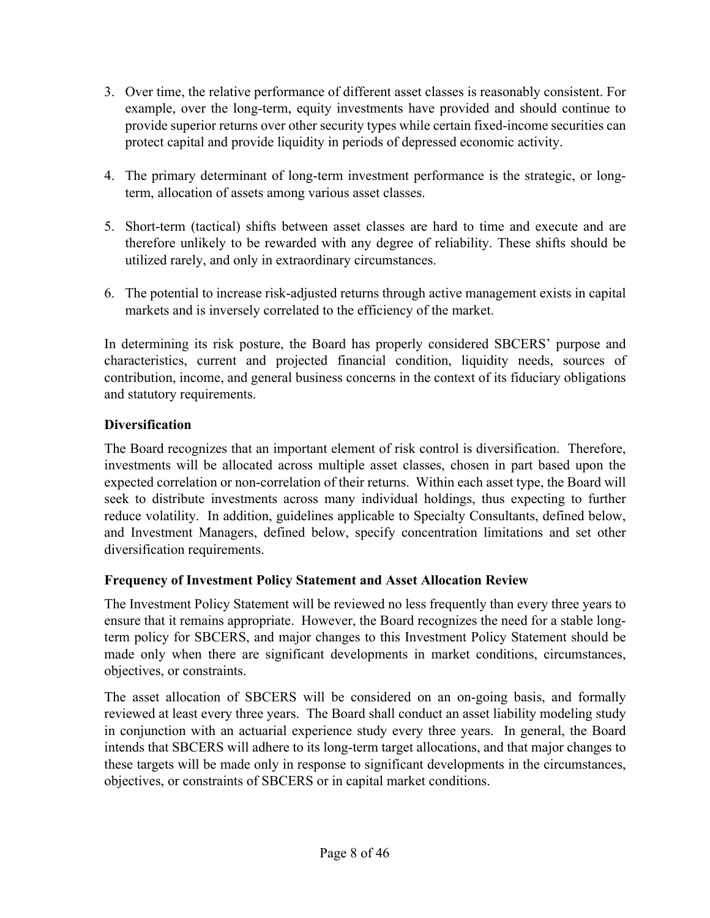3. Over time, the relative performance of different asset classes is reasonably consistent. For example, over the long-term, equity investments have provided and should continue to provide superior returns over other security types while certain fixed-income securities can protect capital and provide liquidity in periods of depressed economic activity.

4. The primary determinant of long-term investment performance is the strategic, or long-term, allocation of assets among various asset classes.

5. Short-term (tactical) shifts between asset classes are hard to time and execute and are therefore unlikely to be rewarded with any degree of reliability. These shifts should be utilized rarely, and only in extraordinary circumstances.

6. The potential to increase risk-adjusted returns through active management exists in capital markets and is inversely correlated to the efficiency of the market.

In determining its risk posture, the Board has properly considered SBCERS' purpose and characteristics, current and projected financial condition, liquidity needs, sources of contribution, income, and general business concerns in the context of its fiduciary obligations and statutory requirements.

### Diversification

The Board recognizes that an important element of risk control is diversification. Therefore, investments will be allocated across multiple asset classes, chosen in part based upon the expected correlation or non-correlation of their returns. Within each asset type, the Board will seek to distribute investments across many individual holdings, thus expecting to further reduce volatility. In addition, guidelines applicable to Specialty Consultants, defined below, and Investment Managers, defined below, specify concentration limitations and set other diversification requirements.

### Frequency of Investment Policy Statement and Asset Allocation Review

The Investment Policy Statement will be reviewed no less frequently than every three years to ensure that it remains appropriate. However, the Board recognizes the need for a stable long-term policy for SBCERS, and major changes to this Investment Policy Statement should be made only when there are significant developments in market conditions, circumstances, objectives, or constraints.

The asset allocation of SBCERS will be considered on an on-going basis, and formally reviewed at least every three years. The Board shall conduct an asset liability modeling study in conjunction with an actuarial experience study every three years. In general, the Board intends that SBCERS will adhere to its long-term target allocations, and that major changes to these targets will be made only in response to significant developments in the circumstances, objectives, or constraints of SBCERS or in capital market conditions.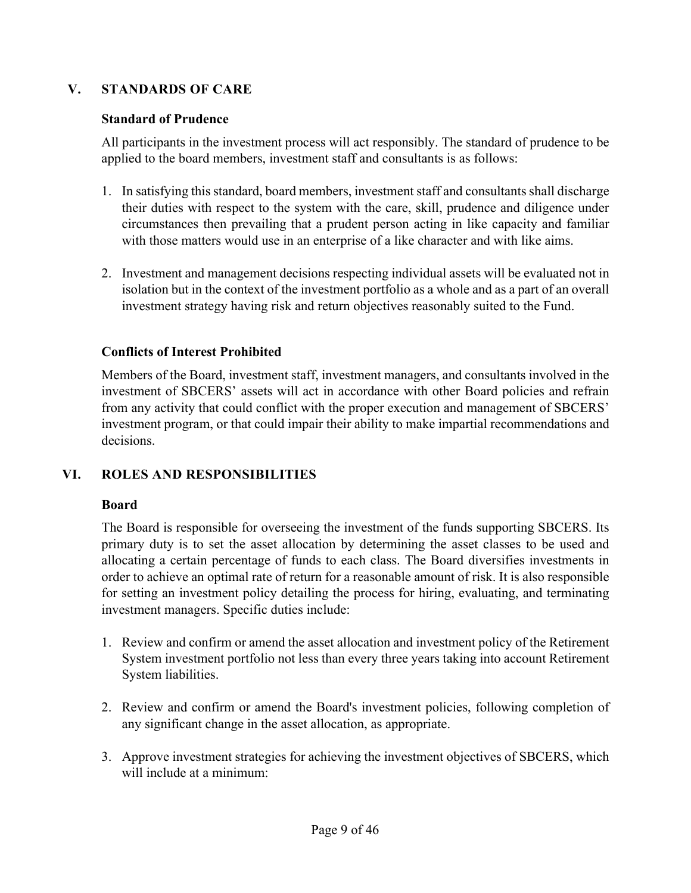## V. STANDARDS OF CARE

### Standard of Prudence

All participants in the investment process will act responsibly. The standard of prudence to be applied to the board members, investment staff and consultants is as follows:

1. In satisfying this standard, board members, investment staff and consultants shall discharge their duties with respect to the system with the care, skill, prudence and diligence under circumstances then prevailing that a prudent person acting in like capacity and familiar with those matters would use in an enterprise of a like character and with like aims.

2. Investment and management decisions respecting individual assets will be evaluated not in isolation but in the context of the investment portfolio as a whole and as a part of an overall investment strategy having risk and return objectives reasonably suited to the Fund.

### Conflicts of Interest Prohibited

Members of the Board, investment staff, investment managers, and consultants involved in the investment of SBCERS' assets will act in accordance with other Board policies and refrain from any activity that could conflict with the proper execution and management of SBCERS' investment program, or that could impair their ability to make impartial recommendations and decisions.

## VI. ROLES AND RESPONSIBILITIES

### Board

The Board is responsible for overseeing the investment of the funds supporting SBCERS. Its primary duty is to set the asset allocation by determining the asset classes to be used and allocating a certain percentage of funds to each class. The Board diversifies investments in order to achieve an optimal rate of return for a reasonable amount of risk. It is also responsible for setting an investment policy detailing the process for hiring, evaluating, and terminating investment managers. Specific duties include:

1. Review and confirm or amend the asset allocation and investment policy of the Retirement System investment portfolio not less than every three years taking into account Retirement System liabilities.

2. Review and confirm or amend the Board's investment policies, following completion of any significant change in the asset allocation, as appropriate.

3. Approve investment strategies for achieving the investment objectives of SBCERS, which will include at a minimum: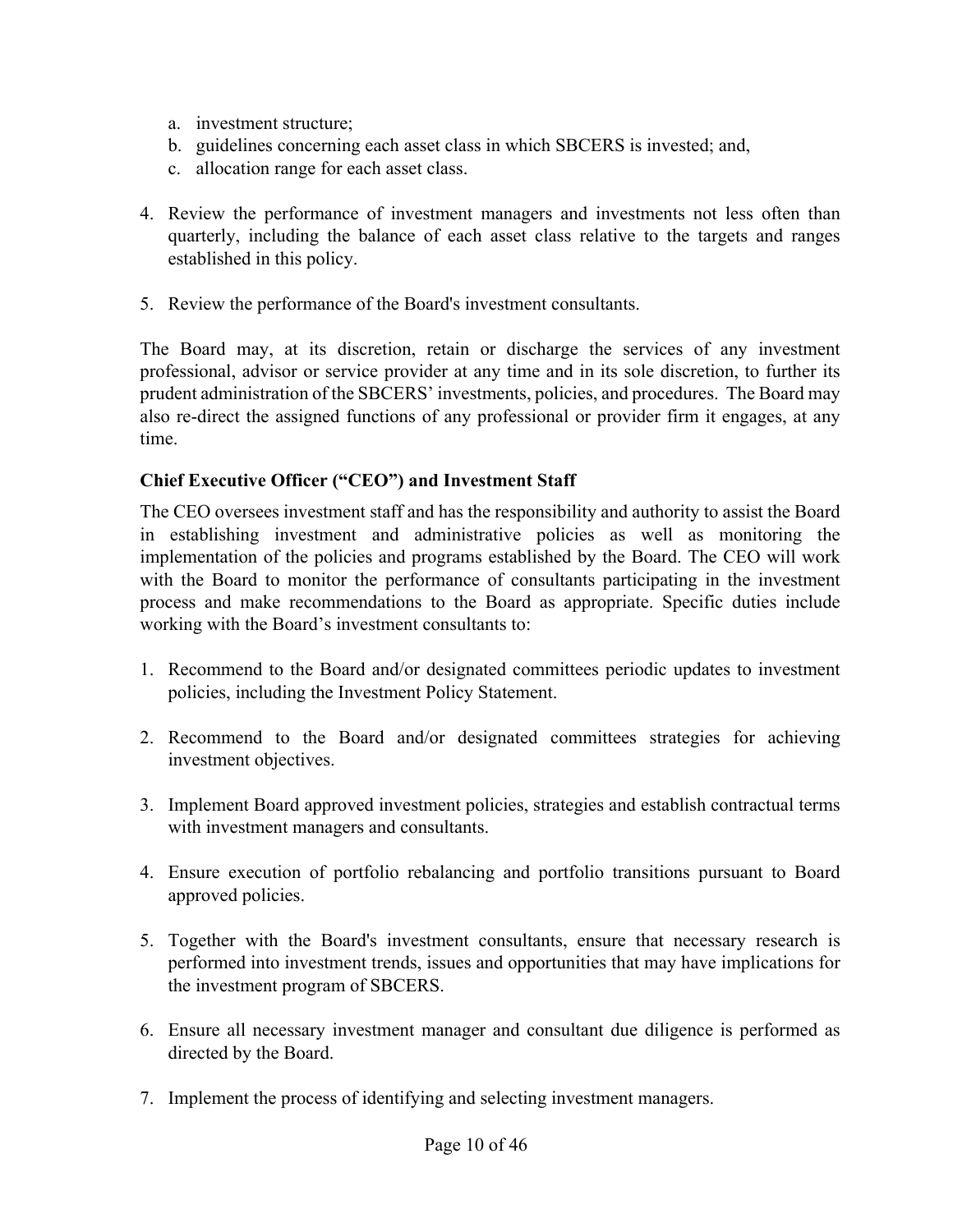a. investment structure;
b. guidelines concerning each asset class in which SBCERS is invested; and,
c. allocation range for each asset class.

4. Review the performance of investment managers and investments not less often than quarterly, including the balance of each asset class relative to the targets and ranges established in this policy.

5. Review the performance of the Board's investment consultants.

The Board may, at its discretion, retain or discharge the services of any investment professional, advisor or service provider at any time and in its sole discretion, to further its prudent administration of the SBCERS' investments, policies, and procedures. The Board may also re-direct the assigned functions of any professional or provider firm it engages, at any time.

### Chief Executive Officer ("CEO") and Investment Staff

The CEO oversees investment staff and has the responsibility and authority to assist the Board in establishing investment and administrative policies as well as monitoring the implementation of the policies and programs established by the Board. The CEO will work with the Board to monitor the performance of consultants participating in the investment process and make recommendations to the Board as appropriate. Specific duties include working with the Board's investment consultants to:

1. Recommend to the Board and/or designated committees periodic updates to investment policies, including the Investment Policy Statement.

2. Recommend to the Board and/or designated committees strategies for achieving investment objectives.

3. Implement Board approved investment policies, strategies and establish contractual terms with investment managers and consultants.

4. Ensure execution of portfolio rebalancing and portfolio transitions pursuant to Board approved policies.

5. Together with the Board's investment consultants, ensure that necessary research is performed into investment trends, issues and opportunities that may have implications for the investment program of SBCERS.

6. Ensure all necessary investment manager and consultant due diligence is performed as directed by the Board.

7. Implement the process of identifying and selecting investment managers.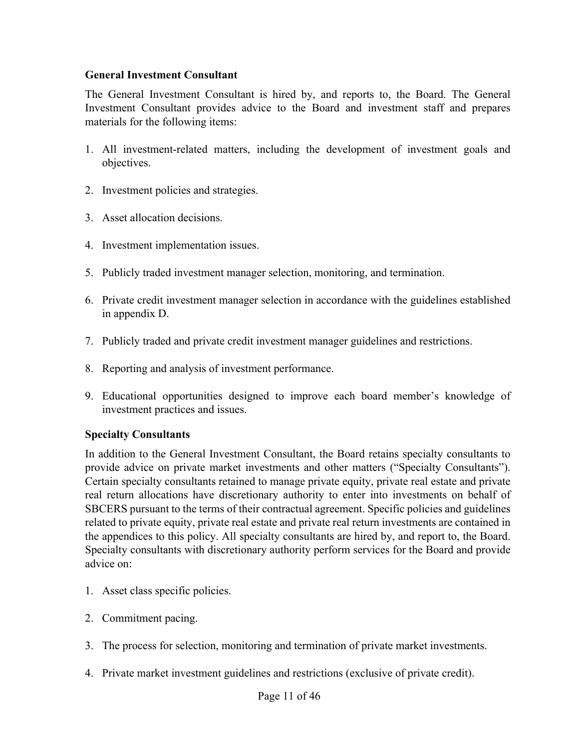**General Investment Consultant**

The General Investment Consultant is hired by, and reports to, the Board. The General Investment Consultant provides advice to the Board and investment staff and prepares materials for the following items:

1. All investment-related matters, including the development of investment goals and objectives.

2. Investment policies and strategies.

3. Asset allocation decisions.

4. Investment implementation issues.

5. Publicly traded investment manager selection, monitoring, and termination.

6. Private credit investment manager selection in accordance with the guidelines established in appendix D.

7. Publicly traded and private credit investment manager guidelines and restrictions.

8. Reporting and analysis of investment performance.

9. Educational opportunities designed to improve each board member's knowledge of investment practices and issues.

**Specialty Consultants**

In addition to the General Investment Consultant, the Board retains specialty consultants to provide advice on private market investments and other matters ("Specialty Consultants"). Certain specialty consultants retained to manage private equity, private real estate and private real return allocations have discretionary authority to enter into investments on behalf of SBCERS pursuant to the terms of their contractual agreement. Specific policies and guidelines related to private equity, private real estate and private real return investments are contained in the appendices to this policy. All specialty consultants are hired by, and report to, the Board. Specialty consultants with discretionary authority perform services for the Board and provide advice on:

1. Asset class specific policies.

2. Commitment pacing.

3. The process for selection, monitoring and termination of private market investments.

4. Private market investment guidelines and restrictions (exclusive of private credit).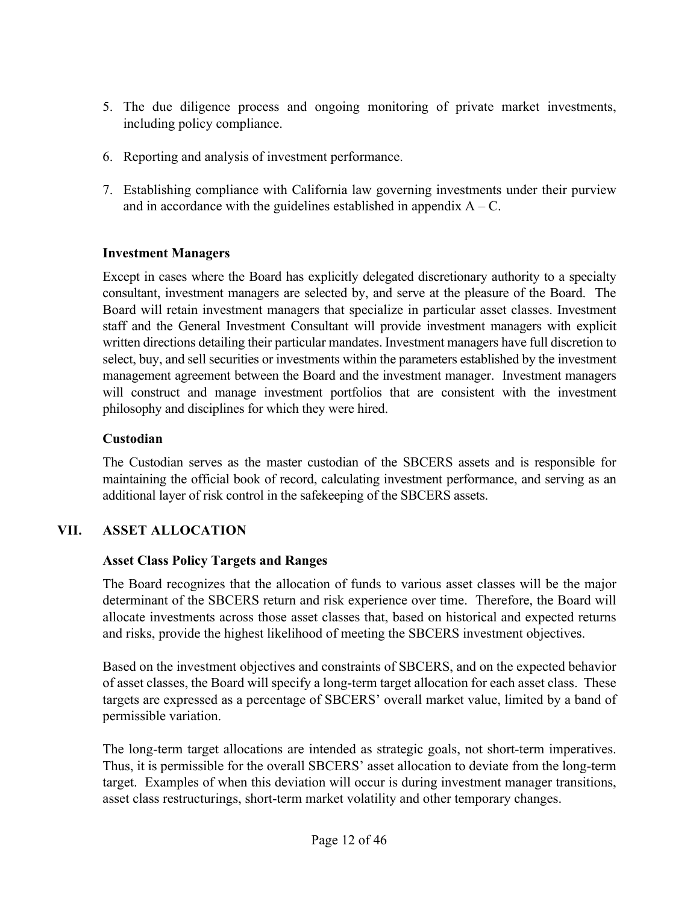5. The due diligence process and ongoing monitoring of private market investments, including policy compliance.

6. Reporting and analysis of investment performance.

7. Establishing compliance with California law governing investments under their purview and in accordance with the guidelines established in appendix A – C.

### Investment Managers

Except in cases where the Board has explicitly delegated discretionary authority to a specialty consultant, investment managers are selected by, and serve at the pleasure of the Board. The Board will retain investment managers that specialize in particular asset classes. Investment staff and the General Investment Consultant will provide investment managers with explicit written directions detailing their particular mandates. Investment managers have full discretion to select, buy, and sell securities or investments within the parameters established by the investment management agreement between the Board and the investment manager. Investment managers will construct and manage investment portfolios that are consistent with the investment philosophy and disciplines for which they were hired.

### Custodian

The Custodian serves as the master custodian of the SBCERS assets and is responsible for maintaining the official book of record, calculating investment performance, and serving as an additional layer of risk control in the safekeeping of the SBCERS assets.

## VII. ASSET ALLOCATION

### Asset Class Policy Targets and Ranges

The Board recognizes that the allocation of funds to various asset classes will be the major determinant of the SBCERS return and risk experience over time. Therefore, the Board will allocate investments across those asset classes that, based on historical and expected returns and risks, provide the highest likelihood of meeting the SBCERS investment objectives.

Based on the investment objectives and constraints of SBCERS, and on the expected behavior of asset classes, the Board will specify a long-term target allocation for each asset class. These targets are expressed as a percentage of SBCERS' overall market value, limited by a band of permissible variation.

The long-term target allocations are intended as strategic goals, not short-term imperatives. Thus, it is permissible for the overall SBCERS' asset allocation to deviate from the long-term target. Examples of when this deviation will occur is during investment manager transitions, asset class restructurings, short-term market volatility and other temporary changes.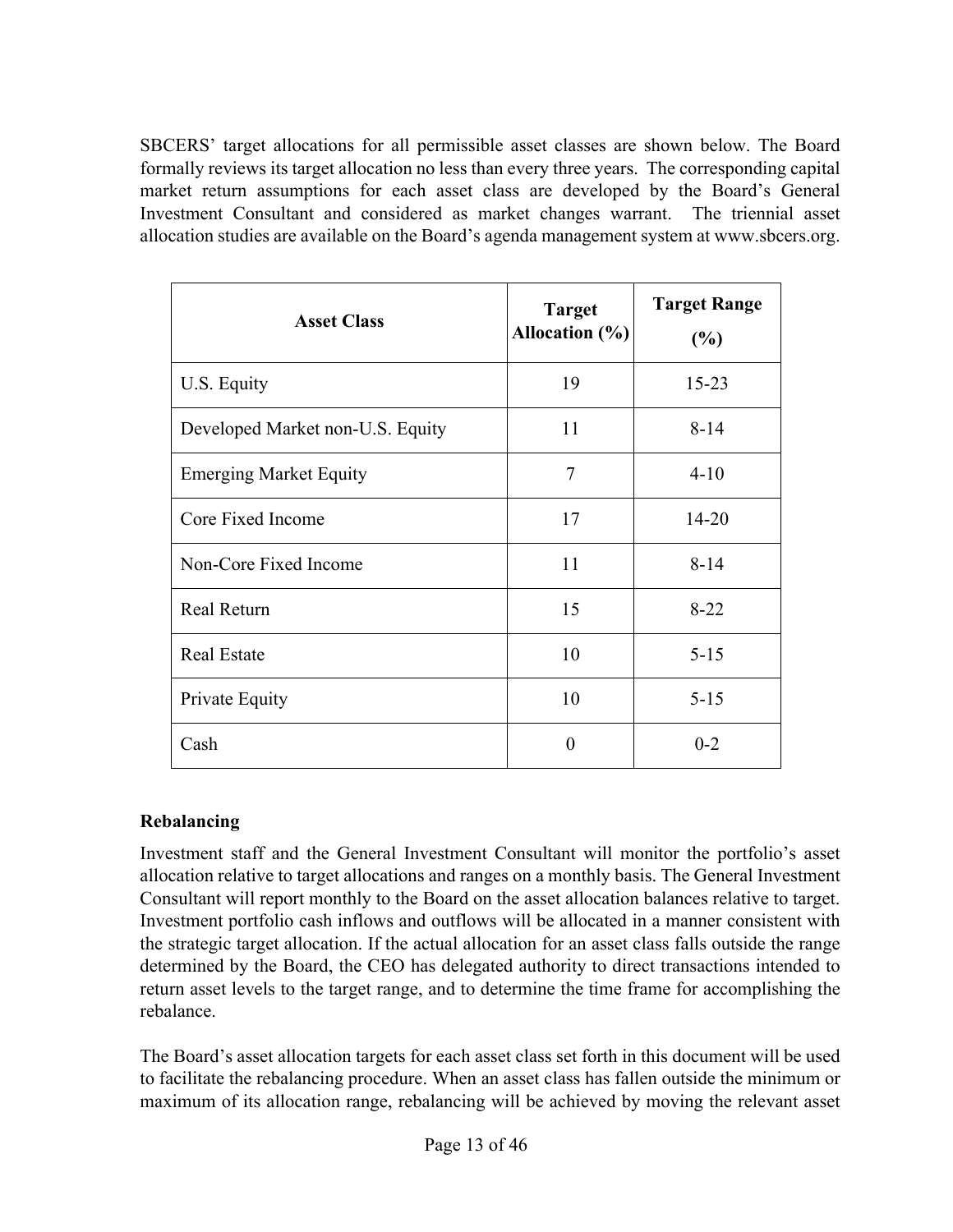SBCERS' target allocations for all permissible asset classes are shown below. The Board formally reviews its target allocation no less than every three years. The corresponding capital market return assumptions for each asset class are developed by the Board's General Investment Consultant and considered as market changes warrant. The triennial asset allocation studies are available on the Board's agenda management system at www.sbcers.org.

| Asset Class | Target Allocation (%) | Target Range (%) |
|---|---|---|
| U.S. Equity | 19 | 15-23 |
| Developed Market non-U.S. Equity | 11 | 8-14 |
| Emerging Market Equity | 7 | 4-10 |
| Core Fixed Income | 17 | 14-20 |
| Non-Core Fixed Income | 11 | 8-14 |
| Real Return | 15 | 8-22 |
| Real Estate | 10 | 5-15 |
| Private Equity | 10 | 5-15 |
| Cash | 0 | 0-2 |

**Rebalancing**

Investment staff and the General Investment Consultant will monitor the portfolio's asset allocation relative to target allocations and ranges on a monthly basis. The General Investment Consultant will report monthly to the Board on the asset allocation balances relative to target. Investment portfolio cash inflows and outflows will be allocated in a manner consistent with the strategic target allocation. If the actual allocation for an asset class falls outside the range determined by the Board, the CEO has delegated authority to direct transactions intended to return asset levels to the target range, and to determine the time frame for accomplishing the rebalance.

The Board's asset allocation targets for each asset class set forth in this document will be used to facilitate the rebalancing procedure. When an asset class has fallen outside the minimum or maximum of its allocation range, rebalancing will be achieved by moving the relevant asset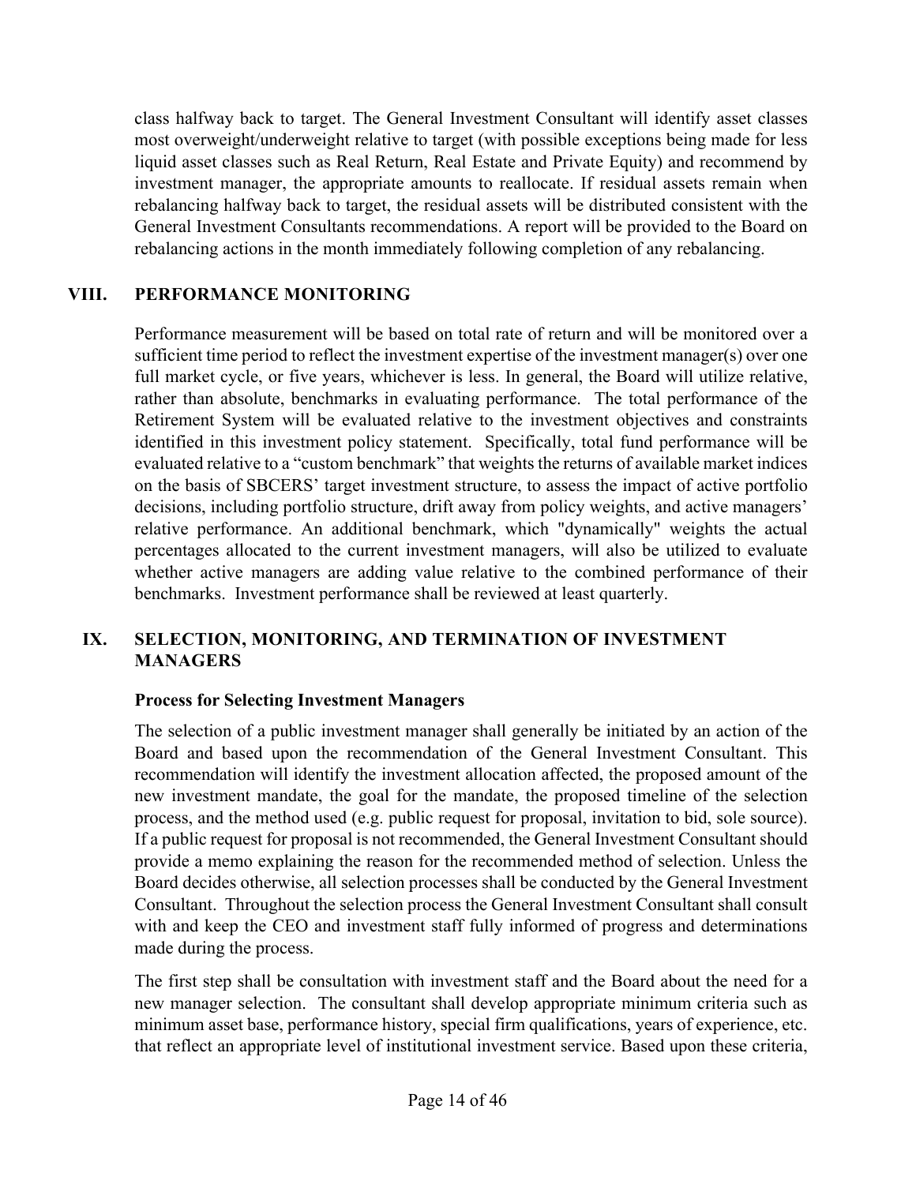class halfway back to target. The General Investment Consultant will identify asset classes most overweight/underweight relative to target (with possible exceptions being made for less liquid asset classes such as Real Return, Real Estate and Private Equity) and recommend by investment manager, the appropriate amounts to reallocate. If residual assets remain when rebalancing halfway back to target, the residual assets will be distributed consistent with the General Investment Consultants recommendations. A report will be provided to the Board on rebalancing actions in the month immediately following completion of any rebalancing.

## VIII. PERFORMANCE MONITORING

Performance measurement will be based on total rate of return and will be monitored over a sufficient time period to reflect the investment expertise of the investment manager(s) over one full market cycle, or five years, whichever is less. In general, the Board will utilize relative, rather than absolute, benchmarks in evaluating performance. The total performance of the Retirement System will be evaluated relative to the investment objectives and constraints identified in this investment policy statement. Specifically, total fund performance will be evaluated relative to a "custom benchmark" that weights the returns of available market indices on the basis of SBCERS' target investment structure, to assess the impact of active portfolio decisions, including portfolio structure, drift away from policy weights, and active managers' relative performance. An additional benchmark, which "dynamically" weights the actual percentages allocated to the current investment managers, will also be utilized to evaluate whether active managers are adding value relative to the combined performance of their benchmarks. Investment performance shall be reviewed at least quarterly.

## IX. SELECTION, MONITORING, AND TERMINATION OF INVESTMENT MANAGERS

### Process for Selecting Investment Managers

The selection of a public investment manager shall generally be initiated by an action of the Board and based upon the recommendation of the General Investment Consultant. This recommendation will identify the investment allocation affected, the proposed amount of the new investment mandate, the goal for the mandate, the proposed timeline of the selection process, and the method used (e.g. public request for proposal, invitation to bid, sole source). If a public request for proposal is not recommended, the General Investment Consultant should provide a memo explaining the reason for the recommended method of selection. Unless the Board decides otherwise, all selection processes shall be conducted by the General Investment Consultant. Throughout the selection process the General Investment Consultant shall consult with and keep the CEO and investment staff fully informed of progress and determinations made during the process.

The first step shall be consultation with investment staff and the Board about the need for a new manager selection. The consultant shall develop appropriate minimum criteria such as minimum asset base, performance history, special firm qualifications, years of experience, etc. that reflect an appropriate level of institutional investment service. Based upon these criteria,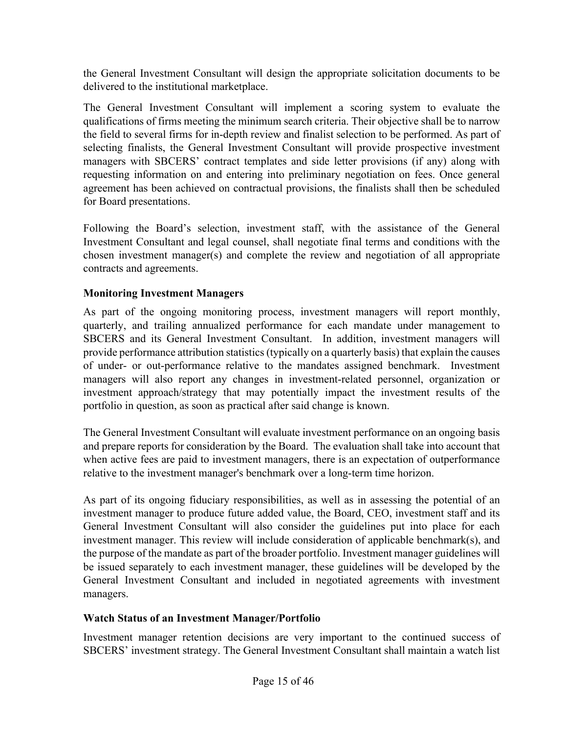the General Investment Consultant will design the appropriate solicitation documents to be delivered to the institutional marketplace.

The General Investment Consultant will implement a scoring system to evaluate the qualifications of firms meeting the minimum search criteria. Their objective shall be to narrow the field to several firms for in-depth review and finalist selection to be performed. As part of selecting finalists, the General Investment Consultant will provide prospective investment managers with SBCERS' contract templates and side letter provisions (if any) along with requesting information on and entering into preliminary negotiation on fees. Once general agreement has been achieved on contractual provisions, the finalists shall then be scheduled for Board presentations.

Following the Board's selection, investment staff, with the assistance of the General Investment Consultant and legal counsel, shall negotiate final terms and conditions with the chosen investment manager(s) and complete the review and negotiation of all appropriate contracts and agreements.

### Monitoring Investment Managers

As part of the ongoing monitoring process, investment managers will report monthly, quarterly, and trailing annualized performance for each mandate under management to SBCERS and its General Investment Consultant. In addition, investment managers will provide performance attribution statistics (typically on a quarterly basis) that explain the causes of under- or out-performance relative to the mandates assigned benchmark. Investment managers will also report any changes in investment-related personnel, organization or investment approach/strategy that may potentially impact the investment results of the portfolio in question, as soon as practical after said change is known.

The General Investment Consultant will evaluate investment performance on an ongoing basis and prepare reports for consideration by the Board. The evaluation shall take into account that when active fees are paid to investment managers, there is an expectation of outperformance relative to the investment manager's benchmark over a long-term time horizon.

As part of its ongoing fiduciary responsibilities, as well as in assessing the potential of an investment manager to produce future added value, the Board, CEO, investment staff and its General Investment Consultant will also consider the guidelines put into place for each investment manager. This review will include consideration of applicable benchmark(s), and the purpose of the mandate as part of the broader portfolio. Investment manager guidelines will be issued separately to each investment manager, these guidelines will be developed by the General Investment Consultant and included in negotiated agreements with investment managers.

### Watch Status of an Investment Manager/Portfolio

Investment manager retention decisions are very important to the continued success of SBCERS' investment strategy. The General Investment Consultant shall maintain a watch list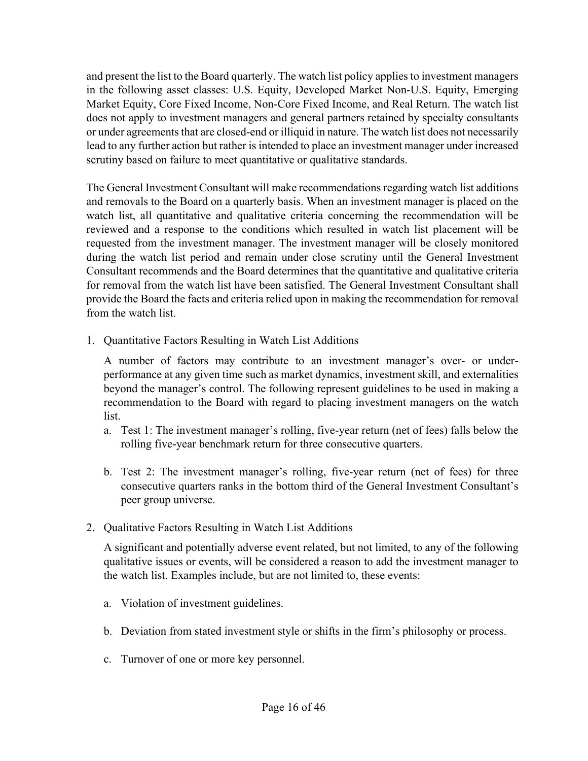and present the list to the Board quarterly. The watch list policy applies to investment managers in the following asset classes: U.S. Equity, Developed Market Non-U.S. Equity, Emerging Market Equity, Core Fixed Income, Non-Core Fixed Income, and Real Return. The watch list does not apply to investment managers and general partners retained by specialty consultants or under agreements that are closed-end or illiquid in nature. The watch list does not necessarily lead to any further action but rather is intended to place an investment manager under increased scrutiny based on failure to meet quantitative or qualitative standards.

The General Investment Consultant will make recommendations regarding watch list additions and removals to the Board on a quarterly basis. When an investment manager is placed on the watch list, all quantitative and qualitative criteria concerning the recommendation will be reviewed and a response to the conditions which resulted in watch list placement will be requested from the investment manager. The investment manager will be closely monitored during the watch list period and remain under close scrutiny until the General Investment Consultant recommends and the Board determines that the quantitative and qualitative criteria for removal from the watch list have been satisfied. The General Investment Consultant shall provide the Board the facts and criteria relied upon in making the recommendation for removal from the watch list.

1. Quantitative Factors Resulting in Watch List Additions

   A number of factors may contribute to an investment manager's over- or under-performance at any given time such as market dynamics, investment skill, and externalities beyond the manager's control. The following represent guidelines to be used in making a recommendation to the Board with regard to placing investment managers on the watch list.

   a. Test 1: The investment manager's rolling, five-year return (net of fees) falls below the rolling five-year benchmark return for three consecutive quarters.

   b. Test 2: The investment manager's rolling, five-year return (net of fees) for three consecutive quarters ranks in the bottom third of the General Investment Consultant's peer group universe.

2. Qualitative Factors Resulting in Watch List Additions

   A significant and potentially adverse event related, but not limited, to any of the following qualitative issues or events, will be considered a reason to add the investment manager to the watch list. Examples include, but are not limited to, these events:

   a. Violation of investment guidelines.

   b. Deviation from stated investment style or shifts in the firm's philosophy or process.

   c. Turnover of one or more key personnel.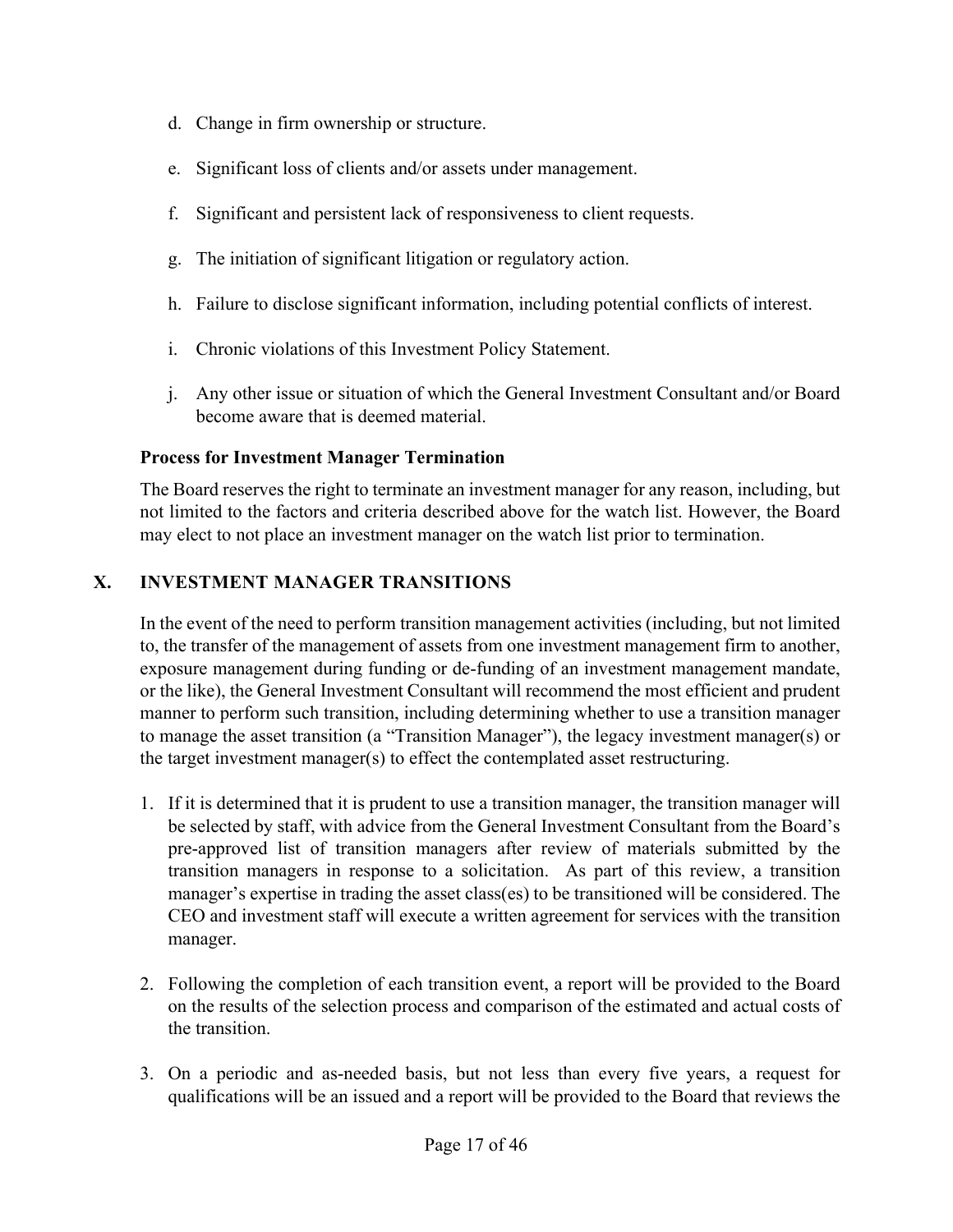d. Change in firm ownership or structure.

e. Significant loss of clients and/or assets under management.

f. Significant and persistent lack of responsiveness to client requests.

g. The initiation of significant litigation or regulatory action.

h. Failure to disclose significant information, including potential conflicts of interest.

i. Chronic violations of this Investment Policy Statement.

j. Any other issue or situation of which the General Investment Consultant and/or Board become aware that is deemed material.

**Process for Investment Manager Termination**

The Board reserves the right to terminate an investment manager for any reason, including, but not limited to the factors and criteria described above for the watch list. However, the Board may elect to not place an investment manager on the watch list prior to termination.

## X. INVESTMENT MANAGER TRANSITIONS

In the event of the need to perform transition management activities (including, but not limited to, the transfer of the management of assets from one investment management firm to another, exposure management during funding or de-funding of an investment management mandate, or the like), the General Investment Consultant will recommend the most efficient and prudent manner to perform such transition, including determining whether to use a transition manager to manage the asset transition (a "Transition Manager"), the legacy investment manager(s) or the target investment manager(s) to effect the contemplated asset restructuring.

1. If it is determined that it is prudent to use a transition manager, the transition manager will be selected by staff, with advice from the General Investment Consultant from the Board's pre-approved list of transition managers after review of materials submitted by the transition managers in response to a solicitation. As part of this review, a transition manager's expertise in trading the asset class(es) to be transitioned will be considered. The CEO and investment staff will execute a written agreement for services with the transition manager.

2. Following the completion of each transition event, a report will be provided to the Board on the results of the selection process and comparison of the estimated and actual costs of the transition.

3. On a periodic and as-needed basis, but not less than every five years, a request for qualifications will be an issued and a report will be provided to the Board that reviews the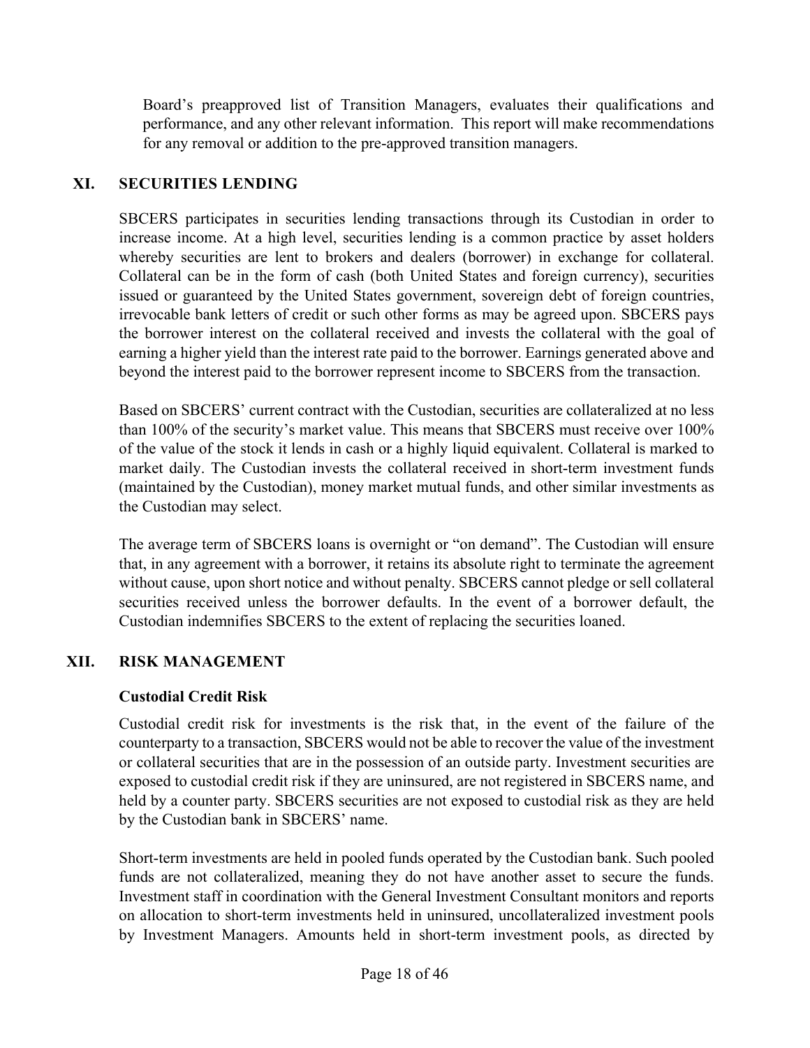Board's preapproved list of Transition Managers, evaluates their qualifications and performance, and any other relevant information. This report will make recommendations for any removal or addition to the pre-approved transition managers.

## XI. SECURITIES LENDING

SBCERS participates in securities lending transactions through its Custodian in order to increase income. At a high level, securities lending is a common practice by asset holders whereby securities are lent to brokers and dealers (borrower) in exchange for collateral. Collateral can be in the form of cash (both United States and foreign currency), securities issued or guaranteed by the United States government, sovereign debt of foreign countries, irrevocable bank letters of credit or such other forms as may be agreed upon. SBCERS pays the borrower interest on the collateral received and invests the collateral with the goal of earning a higher yield than the interest rate paid to the borrower. Earnings generated above and beyond the interest paid to the borrower represent income to SBCERS from the transaction.

Based on SBCERS' current contract with the Custodian, securities are collateralized at no less than 100% of the security's market value. This means that SBCERS must receive over 100% of the value of the stock it lends in cash or a highly liquid equivalent. Collateral is marked to market daily. The Custodian invests the collateral received in short-term investment funds (maintained by the Custodian), money market mutual funds, and other similar investments as the Custodian may select.

The average term of SBCERS loans is overnight or "on demand". The Custodian will ensure that, in any agreement with a borrower, it retains its absolute right to terminate the agreement without cause, upon short notice and without penalty. SBCERS cannot pledge or sell collateral securities received unless the borrower defaults. In the event of a borrower default, the Custodian indemnifies SBCERS to the extent of replacing the securities loaned.

## XII. RISK MANAGEMENT

### Custodial Credit Risk

Custodial credit risk for investments is the risk that, in the event of the failure of the counterparty to a transaction, SBCERS would not be able to recover the value of the investment or collateral securities that are in the possession of an outside party. Investment securities are exposed to custodial credit risk if they are uninsured, are not registered in SBCERS name, and held by a counter party. SBCERS securities are not exposed to custodial risk as they are held by the Custodian bank in SBCERS' name.

Short-term investments are held in pooled funds operated by the Custodian bank. Such pooled funds are not collateralized, meaning they do not have another asset to secure the funds. Investment staff in coordination with the General Investment Consultant monitors and reports on allocation to short-term investments held in uninsured, uncollateralized investment pools by Investment Managers. Amounts held in short-term investment pools, as directed by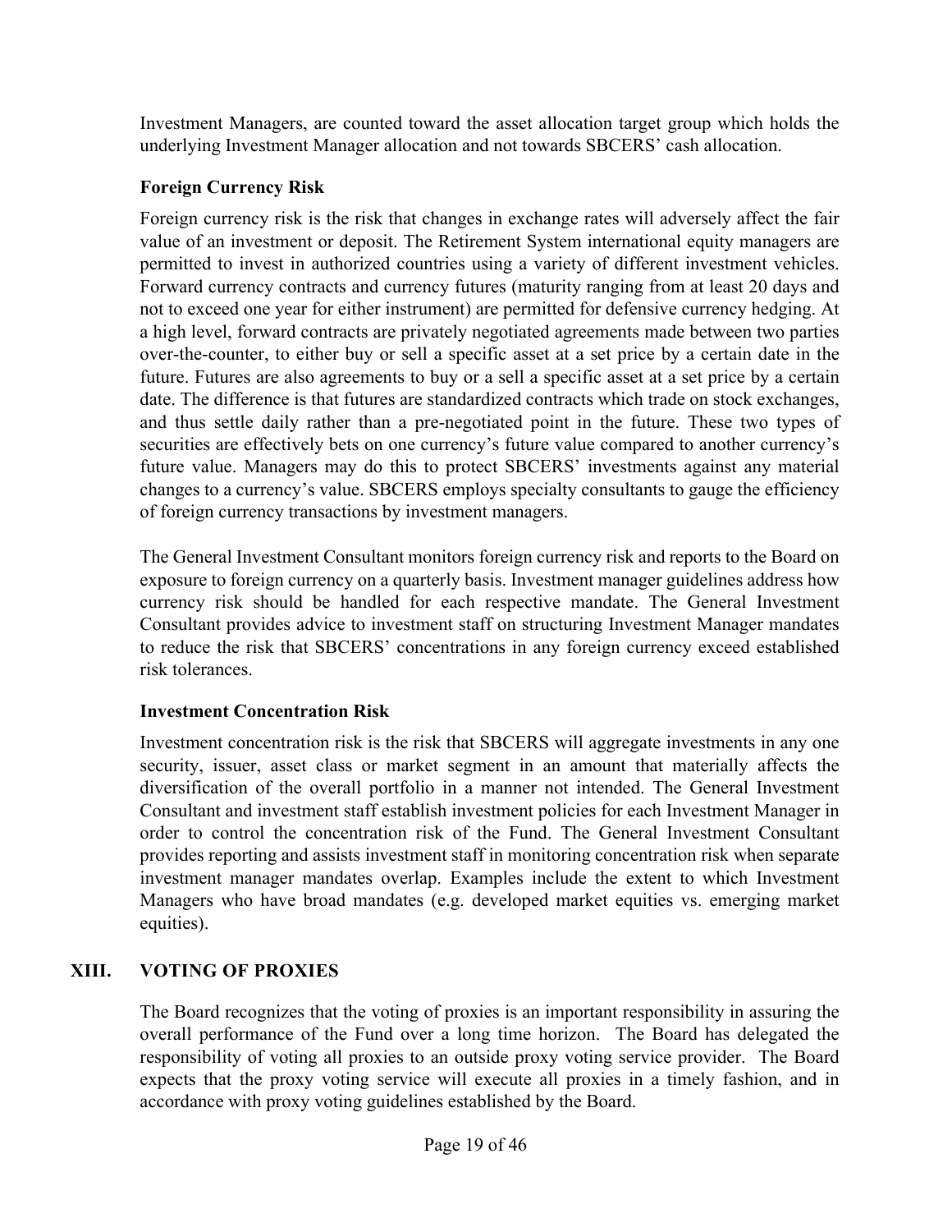Investment Managers, are counted toward the asset allocation target group which holds the underlying Investment Manager allocation and not towards SBCERS' cash allocation.

### Foreign Currency Risk

Foreign currency risk is the risk that changes in exchange rates will adversely affect the fair value of an investment or deposit. The Retirement System international equity managers are permitted to invest in authorized countries using a variety of different investment vehicles. Forward currency contracts and currency futures (maturity ranging from at least 20 days and not to exceed one year for either instrument) are permitted for defensive currency hedging. At a high level, forward contracts are privately negotiated agreements made between two parties over-the-counter, to either buy or sell a specific asset at a set price by a certain date in the future. Futures are also agreements to buy or a sell a specific asset at a set price by a certain date. The difference is that futures are standardized contracts which trade on stock exchanges, and thus settle daily rather than a pre-negotiated point in the future. These two types of securities are effectively bets on one currency's future value compared to another currency's future value. Managers may do this to protect SBCERS' investments against any material changes to a currency's value. SBCERS employs specialty consultants to gauge the efficiency of foreign currency transactions by investment managers.

The General Investment Consultant monitors foreign currency risk and reports to the Board on exposure to foreign currency on a quarterly basis. Investment manager guidelines address how currency risk should be handled for each respective mandate. The General Investment Consultant provides advice to investment staff on structuring Investment Manager mandates to reduce the risk that SBCERS' concentrations in any foreign currency exceed established risk tolerances.

### Investment Concentration Risk

Investment concentration risk is the risk that SBCERS will aggregate investments in any one security, issuer, asset class or market segment in an amount that materially affects the diversification of the overall portfolio in a manner not intended. The General Investment Consultant and investment staff establish investment policies for each Investment Manager in order to control the concentration risk of the Fund. The General Investment Consultant provides reporting and assists investment staff in monitoring concentration risk when separate investment manager mandates overlap. Examples include the extent to which Investment Managers who have broad mandates (e.g. developed market equities vs. emerging market equities).

## XIII. VOTING OF PROXIES

The Board recognizes that the voting of proxies is an important responsibility in assuring the overall performance of the Fund over a long time horizon. The Board has delegated the responsibility of voting all proxies to an outside proxy voting service provider. The Board expects that the proxy voting service will execute all proxies in a timely fashion, and in accordance with proxy voting guidelines established by the Board.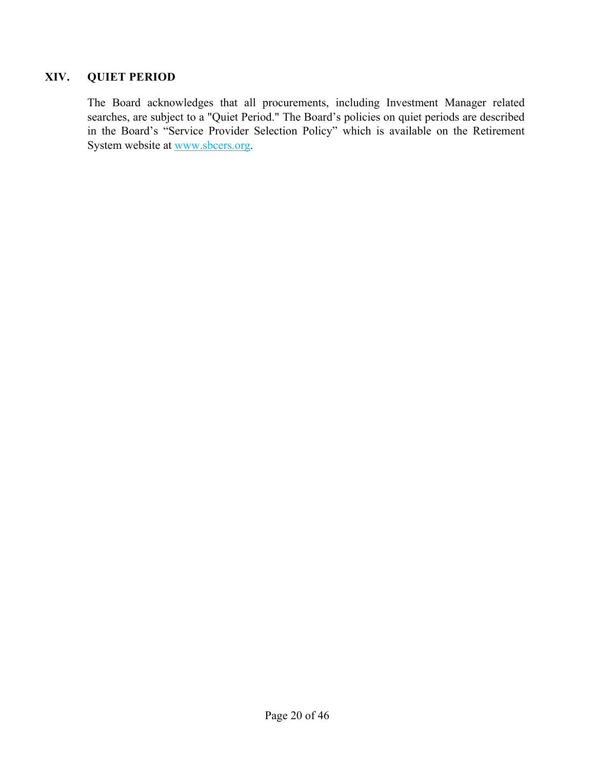## XIV. QUIET PERIOD

The Board acknowledges that all procurements, including Investment Manager related searches, are subject to a "Quiet Period." The Board's policies on quiet periods are described in the Board's "Service Provider Selection Policy" which is available on the Retirement System website at [www.sbcers.org](http://www.sbcers.org).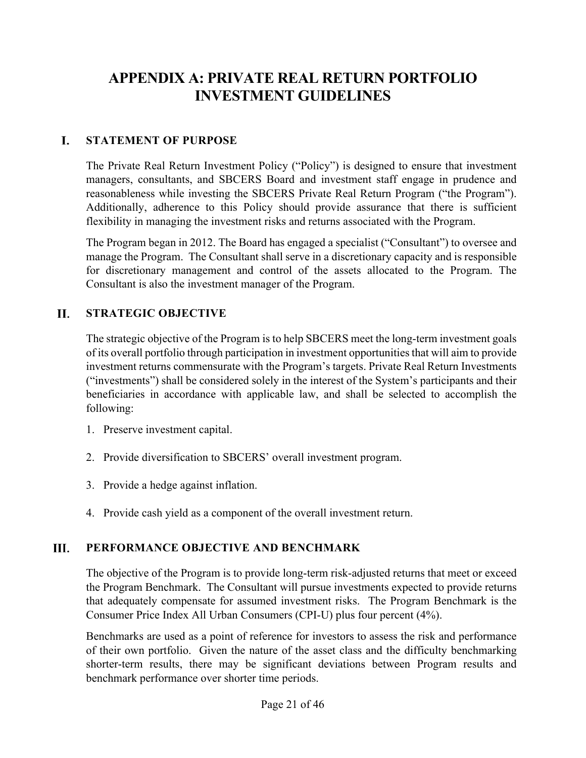# APPENDIX A: PRIVATE REAL RETURN PORTFOLIO INVESTMENT GUIDELINES

## I. STATEMENT OF PURPOSE

The Private Real Return Investment Policy ("Policy") is designed to ensure that investment managers, consultants, and SBCERS Board and investment staff engage in prudence and reasonableness while investing the SBCERS Private Real Return Program ("the Program"). Additionally, adherence to this Policy should provide assurance that there is sufficient flexibility in managing the investment risks and returns associated with the Program.

The Program began in 2012. The Board has engaged a specialist ("Consultant") to oversee and manage the Program. The Consultant shall serve in a discretionary capacity and is responsible for discretionary management and control of the assets allocated to the Program. The Consultant is also the investment manager of the Program.

## II. STRATEGIC OBJECTIVE

The strategic objective of the Program is to help SBCERS meet the long-term investment goals of its overall portfolio through participation in investment opportunities that will aim to provide investment returns commensurate with the Program's targets. Private Real Return Investments ("investments") shall be considered solely in the interest of the System's participants and their beneficiaries in accordance with applicable law, and shall be selected to accomplish the following:

1. Preserve investment capital.
2. Provide diversification to SBCERS' overall investment program.
3. Provide a hedge against inflation.
4. Provide cash yield as a component of the overall investment return.

## III. PERFORMANCE OBJECTIVE AND BENCHMARK

The objective of the Program is to provide long-term risk-adjusted returns that meet or exceed the Program Benchmark. The Consultant will pursue investments expected to provide returns that adequately compensate for assumed investment risks. The Program Benchmark is the Consumer Price Index All Urban Consumers (CPI-U) plus four percent (4%).

Benchmarks are used as a point of reference for investors to assess the risk and performance of their own portfolio. Given the nature of the asset class and the difficulty benchmarking shorter-term results, there may be significant deviations between Program results and benchmark performance over shorter time periods.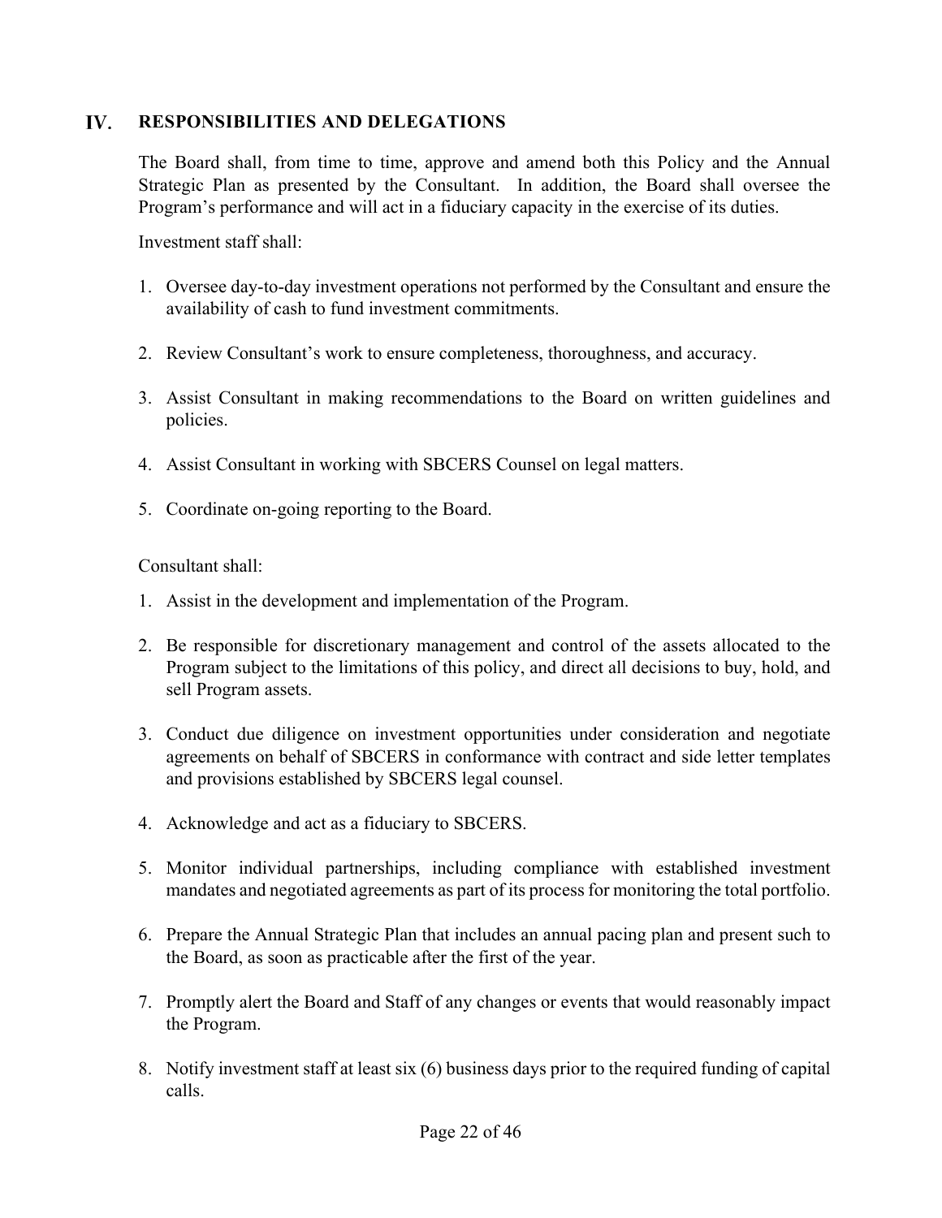## IV. RESPONSIBILITIES AND DELEGATIONS

The Board shall, from time to time, approve and amend both this Policy and the Annual Strategic Plan as presented by the Consultant. In addition, the Board shall oversee the Program's performance and will act in a fiduciary capacity in the exercise of its duties.

Investment staff shall:

1. Oversee day-to-day investment operations not performed by the Consultant and ensure the availability of cash to fund investment commitments.
2. Review Consultant's work to ensure completeness, thoroughness, and accuracy.
3. Assist Consultant in making recommendations to the Board on written guidelines and policies.
4. Assist Consultant in working with SBCERS Counsel on legal matters.
5. Coordinate on-going reporting to the Board.

Consultant shall:

1. Assist in the development and implementation of the Program.
2. Be responsible for discretionary management and control of the assets allocated to the Program subject to the limitations of this policy, and direct all decisions to buy, hold, and sell Program assets.
3. Conduct due diligence on investment opportunities under consideration and negotiate agreements on behalf of SBCERS in conformance with contract and side letter templates and provisions established by SBCERS legal counsel.
4. Acknowledge and act as a fiduciary to SBCERS.
5. Monitor individual partnerships, including compliance with established investment mandates and negotiated agreements as part of its process for monitoring the total portfolio.
6. Prepare the Annual Strategic Plan that includes an annual pacing plan and present such to the Board, as soon as practicable after the first of the year.
7. Promptly alert the Board and Staff of any changes or events that would reasonably impact the Program.
8. Notify investment staff at least six (6) business days prior to the required funding of capital calls.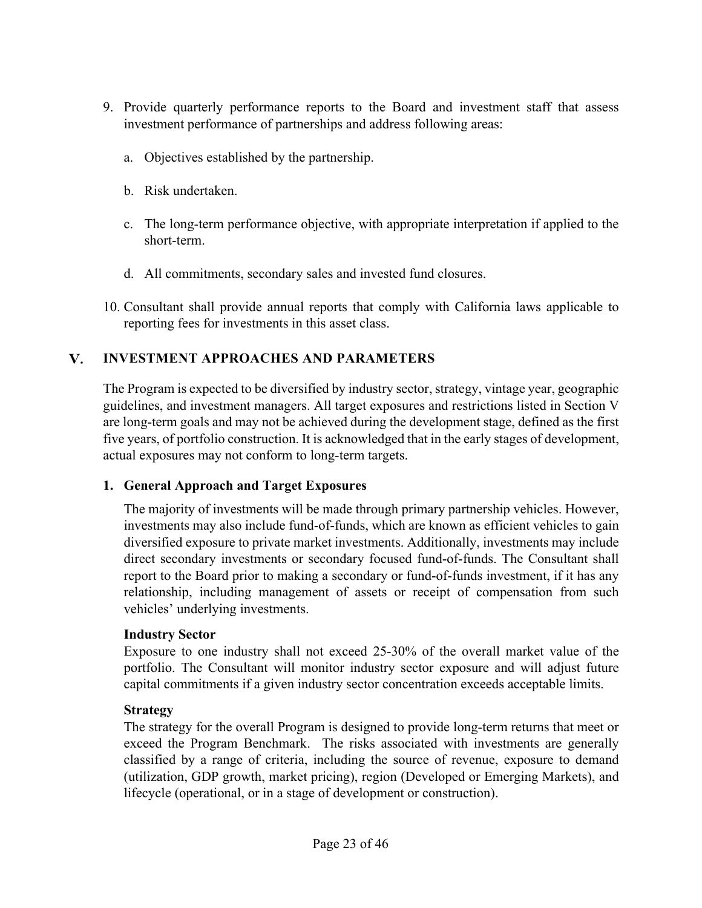9. Provide quarterly performance reports to the Board and investment staff that assess investment performance of partnerships and address following areas:

    a. Objectives established by the partnership.

    b. Risk undertaken.

    c. The long-term performance objective, with appropriate interpretation if applied to the short-term.

    d. All commitments, secondary sales and invested fund closures.

10. Consultant shall provide annual reports that comply with California laws applicable to reporting fees for investments in this asset class.

## V. INVESTMENT APPROACHES AND PARAMETERS

The Program is expected to be diversified by industry sector, strategy, vintage year, geographic guidelines, and investment managers. All target exposures and restrictions listed in Section V are long-term goals and may not be achieved during the development stage, defined as the first five years, of portfolio construction. It is acknowledged that in the early stages of development, actual exposures may not conform to long-term targets.

### 1. General Approach and Target Exposures

The majority of investments will be made through primary partnership vehicles. However, investments may also include fund-of-funds, which are known as efficient vehicles to gain diversified exposure to private market investments. Additionally, investments may include direct secondary investments or secondary focused fund-of-funds. The Consultant shall report to the Board prior to making a secondary or fund-of-funds investment, if it has any relationship, including management of assets or receipt of compensation from such vehicles' underlying investments.

**Industry Sector**
Exposure to one industry shall not exceed 25-30% of the overall market value of the portfolio. The Consultant will monitor industry sector exposure and will adjust future capital commitments if a given industry sector concentration exceeds acceptable limits.

**Strategy**
The strategy for the overall Program is designed to provide long-term returns that meet or exceed the Program Benchmark. The risks associated with investments are generally classified by a range of criteria, including the source of revenue, exposure to demand (utilization, GDP growth, market pricing), region (Developed or Emerging Markets), and lifecycle (operational, or in a stage of development or construction).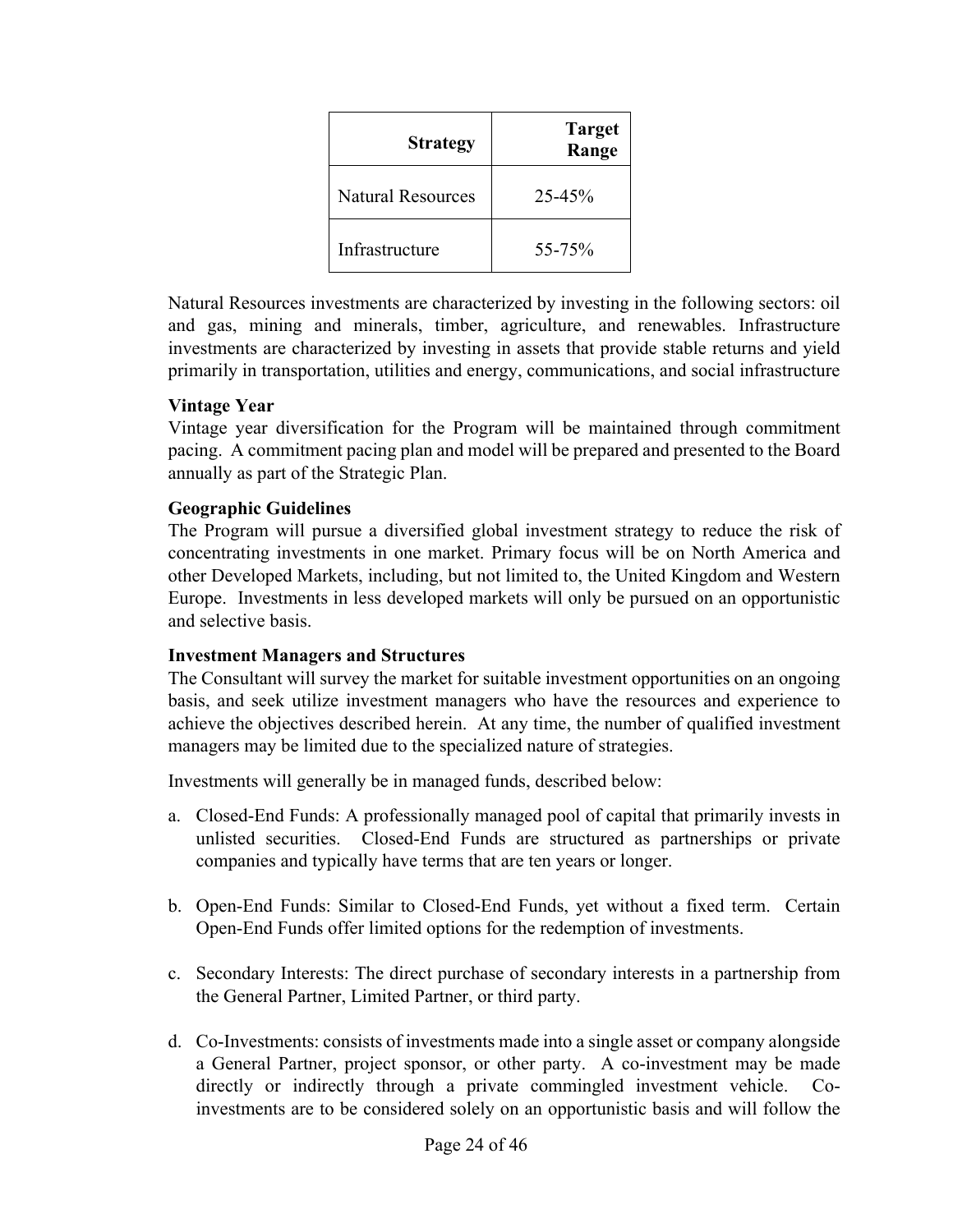| Strategy | Target Range |
| --- | --- |
| Natural Resources | 25-45% |
| Infrastructure | 55-75% |

Natural Resources investments are characterized by investing in the following sectors: oil and gas, mining and minerals, timber, agriculture, and renewables. Infrastructure investments are characterized by investing in assets that provide stable returns and yield primarily in transportation, utilities and energy, communications, and social infrastructure

**Vintage Year**
Vintage year diversification for the Program will be maintained through commitment pacing. A commitment pacing plan and model will be prepared and presented to the Board annually as part of the Strategic Plan.

**Geographic Guidelines**
The Program will pursue a diversified global investment strategy to reduce the risk of concentrating investments in one market. Primary focus will be on North America and other Developed Markets, including, but not limited to, the United Kingdom and Western Europe. Investments in less developed markets will only be pursued on an opportunistic and selective basis.

**Investment Managers and Structures**
The Consultant will survey the market for suitable investment opportunities on an ongoing basis, and seek utilize investment managers who have the resources and experience to achieve the objectives described herein. At any time, the number of qualified investment managers may be limited due to the specialized nature of strategies.

Investments will generally be in managed funds, described below:

a. Closed-End Funds: A professionally managed pool of capital that primarily invests in unlisted securities. Closed-End Funds are structured as partnerships or private companies and typically have terms that are ten years or longer.

b. Open-End Funds: Similar to Closed-End Funds, yet without a fixed term. Certain Open-End Funds offer limited options for the redemption of investments.

c. Secondary Interests: The direct purchase of secondary interests in a partnership from the General Partner, Limited Partner, or third party.

d. Co-Investments: consists of investments made into a single asset or company alongside a General Partner, project sponsor, or other party. A co-investment may be made directly or indirectly through a private commingled investment vehicle. Co-investments are to be considered solely on an opportunistic basis and will follow the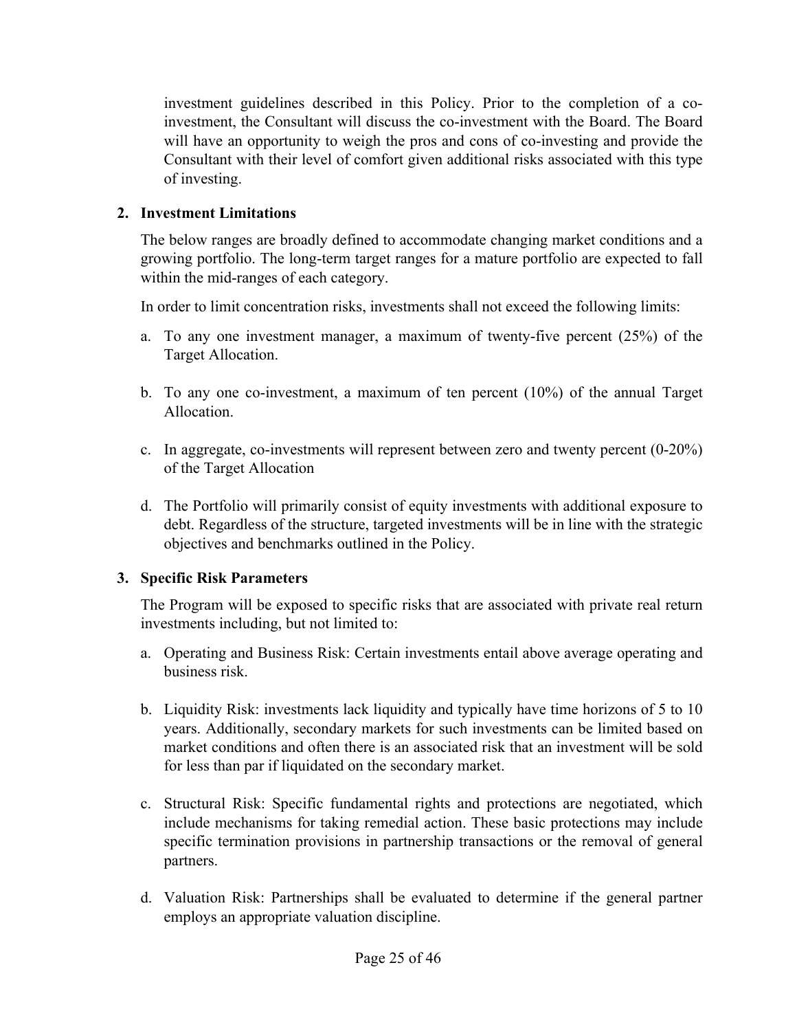investment guidelines described in this Policy. Prior to the completion of a co-investment, the Consultant will discuss the co-investment with the Board. The Board will have an opportunity to weigh the pros and cons of co-investing and provide the Consultant with their level of comfort given additional risks associated with this type of investing.

**2. Investment Limitations**

The below ranges are broadly defined to accommodate changing market conditions and a growing portfolio. The long-term target ranges for a mature portfolio are expected to fall within the mid-ranges of each category.

In order to limit concentration risks, investments shall not exceed the following limits:

a. To any one investment manager, a maximum of twenty-five percent (25%) of the Target Allocation.

b. To any one co-investment, a maximum of ten percent (10%) of the annual Target Allocation.

c. In aggregate, co-investments will represent between zero and twenty percent (0-20%) of the Target Allocation

d. The Portfolio will primarily consist of equity investments with additional exposure to debt. Regardless of the structure, targeted investments will be in line with the strategic objectives and benchmarks outlined in the Policy.

**3. Specific Risk Parameters**

The Program will be exposed to specific risks that are associated with private real return investments including, but not limited to:

a. Operating and Business Risk: Certain investments entail above average operating and business risk.

b. Liquidity Risk: investments lack liquidity and typically have time horizons of 5 to 10 years. Additionally, secondary markets for such investments can be limited based on market conditions and often there is an associated risk that an investment will be sold for less than par if liquidated on the secondary market.

c. Structural Risk: Specific fundamental rights and protections are negotiated, which include mechanisms for taking remedial action. These basic protections may include specific termination provisions in partnership transactions or the removal of general partners.

d. Valuation Risk: Partnerships shall be evaluated to determine if the general partner employs an appropriate valuation discipline.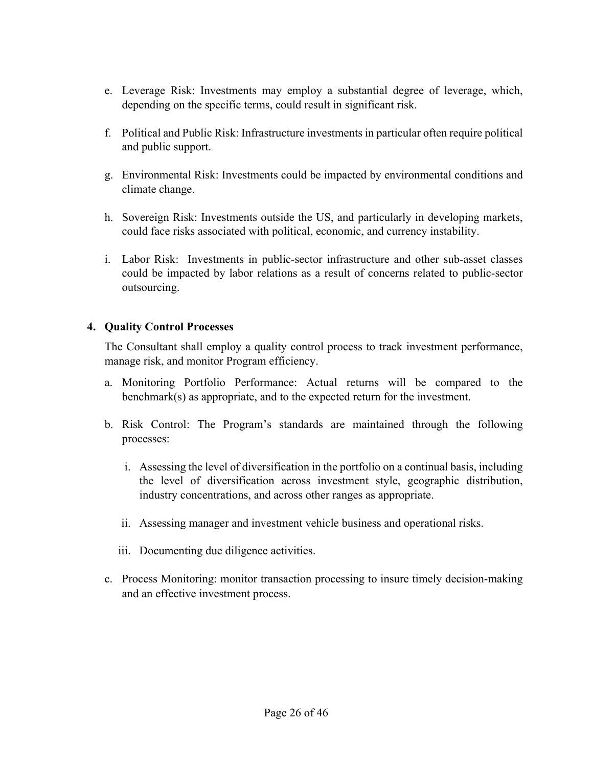e. Leverage Risk: Investments may employ a substantial degree of leverage, which, depending on the specific terms, could result in significant risk.

f. Political and Public Risk: Infrastructure investments in particular often require political and public support.

g. Environmental Risk: Investments could be impacted by environmental conditions and climate change.

h. Sovereign Risk: Investments outside the US, and particularly in developing markets, could face risks associated with political, economic, and currency instability.

i. Labor Risk: Investments in public-sector infrastructure and other sub-asset classes could be impacted by labor relations as a result of concerns related to public-sector outsourcing.

### 4. Quality Control Processes

The Consultant shall employ a quality control process to track investment performance, manage risk, and monitor Program efficiency.

a. Monitoring Portfolio Performance: Actual returns will be compared to the benchmark(s) as appropriate, and to the expected return for the investment.

b. Risk Control: The Program's standards are maintained through the following processes:

   i. Assessing the level of diversification in the portfolio on a continual basis, including the level of diversification across investment style, geographic distribution, industry concentrations, and across other ranges as appropriate.

   ii. Assessing manager and investment vehicle business and operational risks.

   iii. Documenting due diligence activities.

c. Process Monitoring: monitor transaction processing to insure timely decision-making and an effective investment process.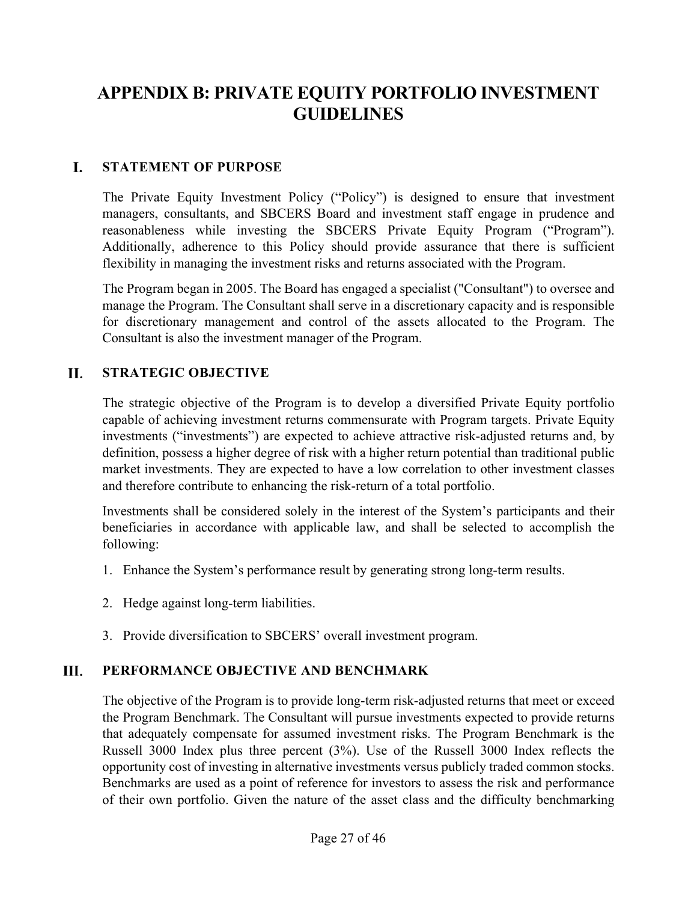# APPENDIX B: PRIVATE EQUITY PORTFOLIO INVESTMENT GUIDELINES

## I. STATEMENT OF PURPOSE

The Private Equity Investment Policy ("Policy") is designed to ensure that investment managers, consultants, and SBCERS Board and investment staff engage in prudence and reasonableness while investing the SBCERS Private Equity Program ("Program"). Additionally, adherence to this Policy should provide assurance that there is sufficient flexibility in managing the investment risks and returns associated with the Program.

The Program began in 2005. The Board has engaged a specialist ("Consultant") to oversee and manage the Program. The Consultant shall serve in a discretionary capacity and is responsible for discretionary management and control of the assets allocated to the Program. The Consultant is also the investment manager of the Program.

## II. STRATEGIC OBJECTIVE

The strategic objective of the Program is to develop a diversified Private Equity portfolio capable of achieving investment returns commensurate with Program targets. Private Equity investments ("investments") are expected to achieve attractive risk-adjusted returns and, by definition, possess a higher degree of risk with a higher return potential than traditional public market investments. They are expected to have a low correlation to other investment classes and therefore contribute to enhancing the risk-return of a total portfolio.

Investments shall be considered solely in the interest of the System's participants and their beneficiaries in accordance with applicable law, and shall be selected to accomplish the following:

1. Enhance the System's performance result by generating strong long-term results.
2. Hedge against long-term liabilities.
3. Provide diversification to SBCERS' overall investment program.

## III. PERFORMANCE OBJECTIVE AND BENCHMARK

The objective of the Program is to provide long-term risk-adjusted returns that meet or exceed the Program Benchmark. The Consultant will pursue investments expected to provide returns that adequately compensate for assumed investment risks. The Program Benchmark is the Russell 3000 Index plus three percent (3%). Use of the Russell 3000 Index reflects the opportunity cost of investing in alternative investments versus publicly traded common stocks. Benchmarks are used as a point of reference for investors to assess the risk and performance of their own portfolio. Given the nature of the asset class and the difficulty benchmarking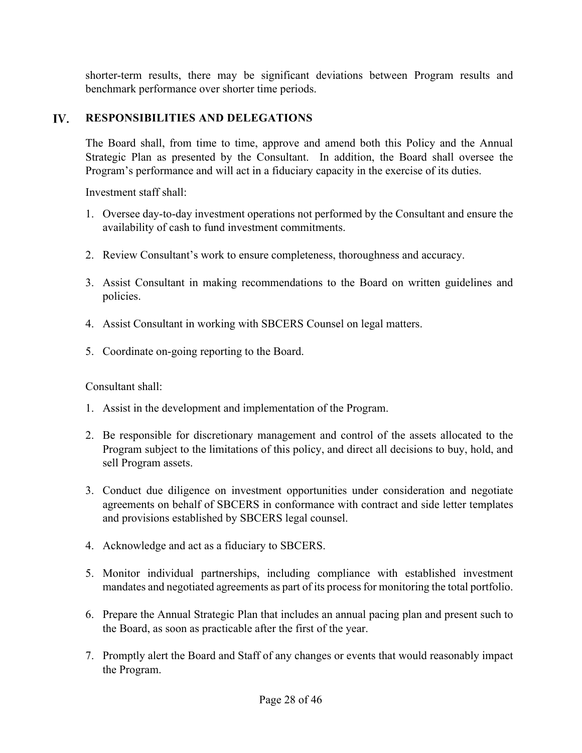shorter-term results, there may be significant deviations between Program results and benchmark performance over shorter time periods.

## IV. RESPONSIBILITIES AND DELEGATIONS

The Board shall, from time to time, approve and amend both this Policy and the Annual Strategic Plan as presented by the Consultant. In addition, the Board shall oversee the Program's performance and will act in a fiduciary capacity in the exercise of its duties.

Investment staff shall:

1. Oversee day-to-day investment operations not performed by the Consultant and ensure the availability of cash to fund investment commitments.

2. Review Consultant's work to ensure completeness, thoroughness and accuracy.

3. Assist Consultant in making recommendations to the Board on written guidelines and policies.

4. Assist Consultant in working with SBCERS Counsel on legal matters.

5. Coordinate on-going reporting to the Board.

Consultant shall:

1. Assist in the development and implementation of the Program.

2. Be responsible for discretionary management and control of the assets allocated to the Program subject to the limitations of this policy, and direct all decisions to buy, hold, and sell Program assets.

3. Conduct due diligence on investment opportunities under consideration and negotiate agreements on behalf of SBCERS in conformance with contract and side letter templates and provisions established by SBCERS legal counsel.

4. Acknowledge and act as a fiduciary to SBCERS.

5. Monitor individual partnerships, including compliance with established investment mandates and negotiated agreements as part of its process for monitoring the total portfolio.

6. Prepare the Annual Strategic Plan that includes an annual pacing plan and present such to the Board, as soon as practicable after the first of the year.

7. Promptly alert the Board and Staff of any changes or events that would reasonably impact the Program.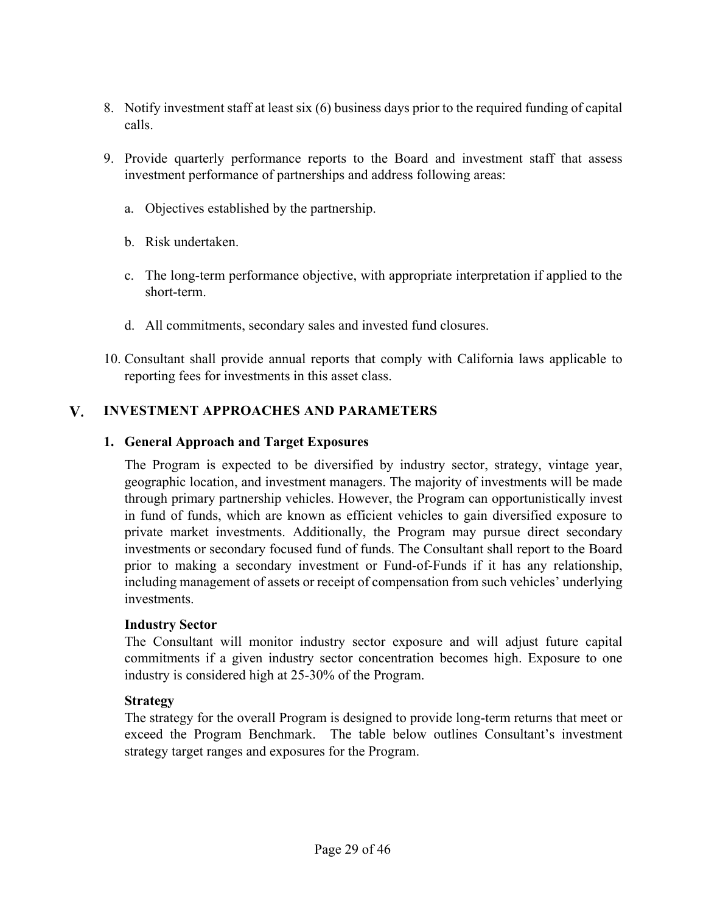8. Notify investment staff at least six (6) business days prior to the required funding of capital calls.

9. Provide quarterly performance reports to the Board and investment staff that assess investment performance of partnerships and address following areas:

   a. Objectives established by the partnership.

   b. Risk undertaken.

   c. The long-term performance objective, with appropriate interpretation if applied to the short-term.

   d. All commitments, secondary sales and invested fund closures.

10. Consultant shall provide annual reports that comply with California laws applicable to reporting fees for investments in this asset class.

## V. INVESTMENT APPROACHES AND PARAMETERS

### 1. General Approach and Target Exposures

The Program is expected to be diversified by industry sector, strategy, vintage year, geographic location, and investment managers. The majority of investments will be made through primary partnership vehicles. However, the Program can opportunistically invest in fund of funds, which are known as efficient vehicles to gain diversified exposure to private market investments. Additionally, the Program may pursue direct secondary investments or secondary focused fund of funds. The Consultant shall report to the Board prior to making a secondary investment or Fund-of-Funds if it has any relationship, including management of assets or receipt of compensation from such vehicles' underlying investments.

**Industry Sector**

The Consultant will monitor industry sector exposure and will adjust future capital commitments if a given industry sector concentration becomes high. Exposure to one industry is considered high at 25-30% of the Program.

**Strategy**

The strategy for the overall Program is designed to provide long-term returns that meet or exceed the Program Benchmark. The table below outlines Consultant's investment strategy target ranges and exposures for the Program.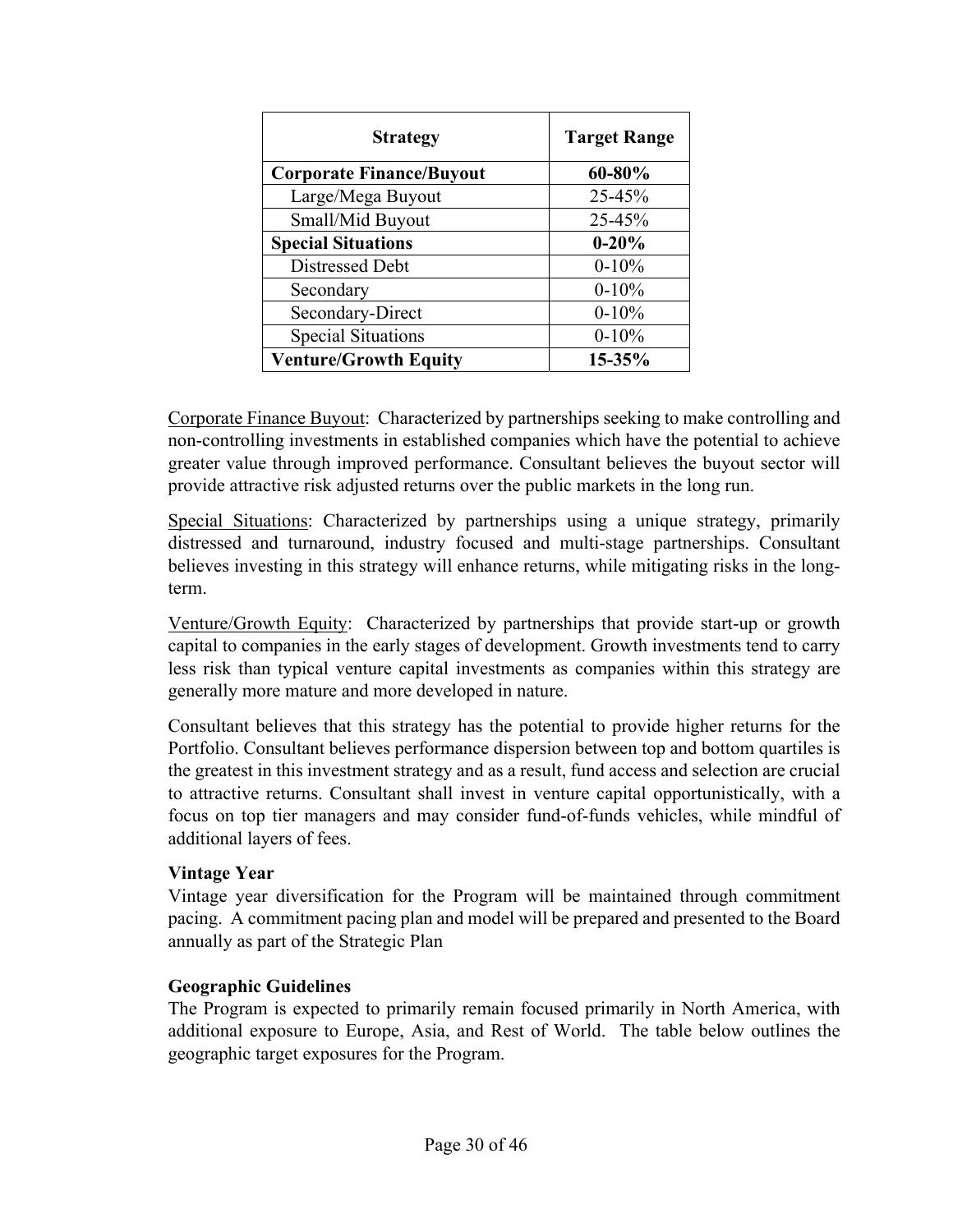| Strategy | Target Range |
|---|---|
| **Corporate Finance/Buyout** | **60-80%** |
| Large/Mega Buyout | 25-45% |
| Small/Mid Buyout | 25-45% |
| **Special Situations** | **0-20%** |
| Distressed Debt | 0-10% |
| Secondary | 0-10% |
| Secondary-Direct | 0-10% |
| Special Situations | 0-10% |
| **Venture/Growth Equity** | **15-35%** |

Corporate Finance Buyout: Characterized by partnerships seeking to make controlling and non-controlling investments in established companies which have the potential to achieve greater value through improved performance. Consultant believes the buyout sector will provide attractive risk adjusted returns over the public markets in the long run.

Special Situations: Characterized by partnerships using a unique strategy, primarily distressed and turnaround, industry focused and multi-stage partnerships. Consultant believes investing in this strategy will enhance returns, while mitigating risks in the long-term.

Venture/Growth Equity: Characterized by partnerships that provide start-up or growth capital to companies in the early stages of development. Growth investments tend to carry less risk than typical venture capital investments as companies within this strategy are generally more mature and more developed in nature.

Consultant believes that this strategy has the potential to provide higher returns for the Portfolio. Consultant believes performance dispersion between top and bottom quartiles is the greatest in this investment strategy and as a result, fund access and selection are crucial to attractive returns. Consultant shall invest in venture capital opportunistically, with a focus on top tier managers and may consider fund-of-funds vehicles, while mindful of additional layers of fees.

**Vintage Year**

Vintage year diversification for the Program will be maintained through commitment pacing. A commitment pacing plan and model will be prepared and presented to the Board annually as part of the Strategic Plan

**Geographic Guidelines**

The Program is expected to primarily remain focused primarily in North America, with additional exposure to Europe, Asia, and Rest of World. The table below outlines the geographic target exposures for the Program.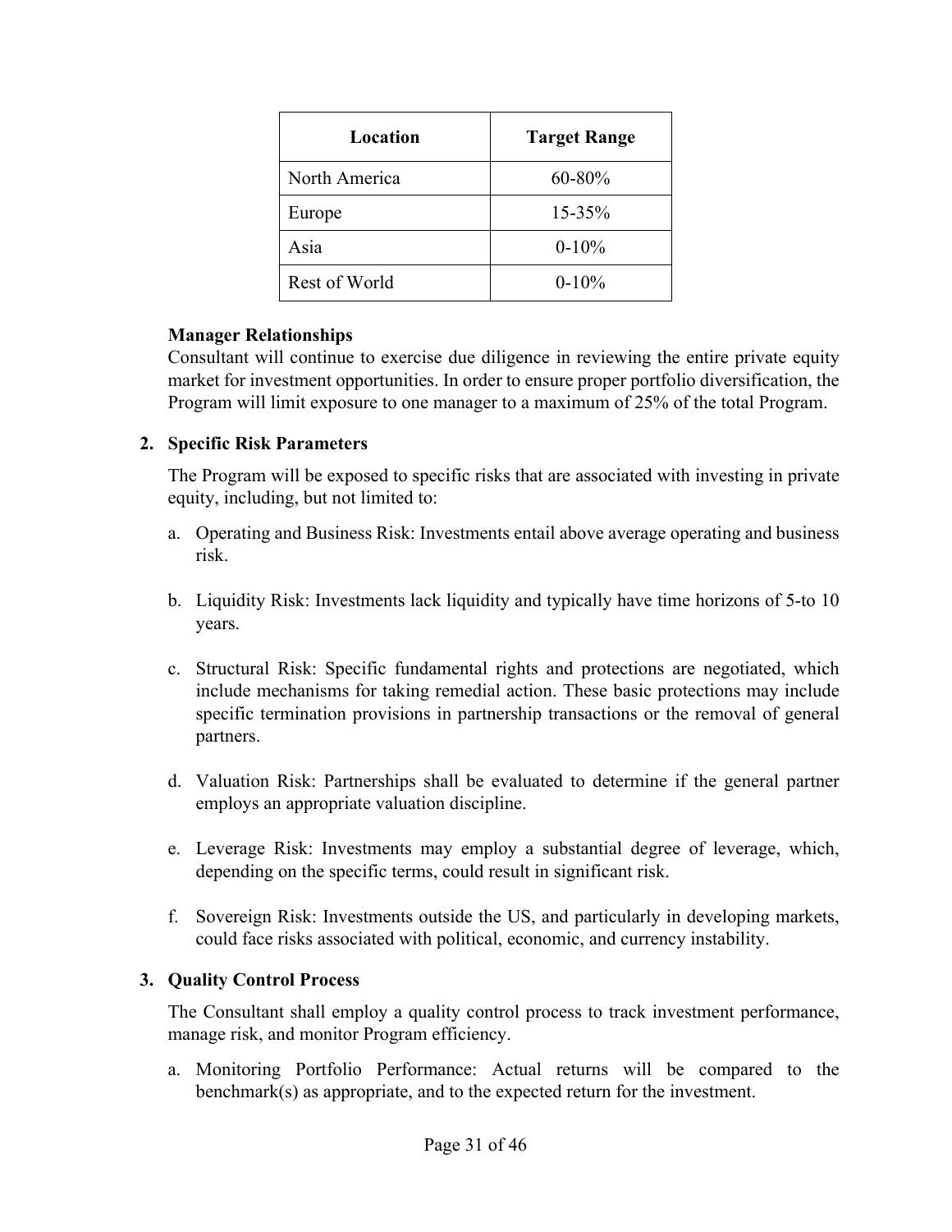| Location | Target Range |
| --- | --- |
| North America | 60-80% |
| Europe | 15-35% |
| Asia | 0-10% |
| Rest of World | 0-10% |

**Manager Relationships**

Consultant will continue to exercise due diligence in reviewing the entire private equity market for investment opportunities. In order to ensure proper portfolio diversification, the Program will limit exposure to one manager to a maximum of 25% of the total Program.

**2. Specific Risk Parameters**

The Program will be exposed to specific risks that are associated with investing in private equity, including, but not limited to:

a. Operating and Business Risk: Investments entail above average operating and business risk.

b. Liquidity Risk: Investments lack liquidity and typically have time horizons of 5-to 10 years.

c. Structural Risk: Specific fundamental rights and protections are negotiated, which include mechanisms for taking remedial action. These basic protections may include specific termination provisions in partnership transactions or the removal of general partners.

d. Valuation Risk: Partnerships shall be evaluated to determine if the general partner employs an appropriate valuation discipline.

e. Leverage Risk: Investments may employ a substantial degree of leverage, which, depending on the specific terms, could result in significant risk.

f. Sovereign Risk: Investments outside the US, and particularly in developing markets, could face risks associated with political, economic, and currency instability.

**3. Quality Control Process**

The Consultant shall employ a quality control process to track investment performance, manage risk, and monitor Program efficiency.

a. Monitoring Portfolio Performance: Actual returns will be compared to the benchmark(s) as appropriate, and to the expected return for the investment.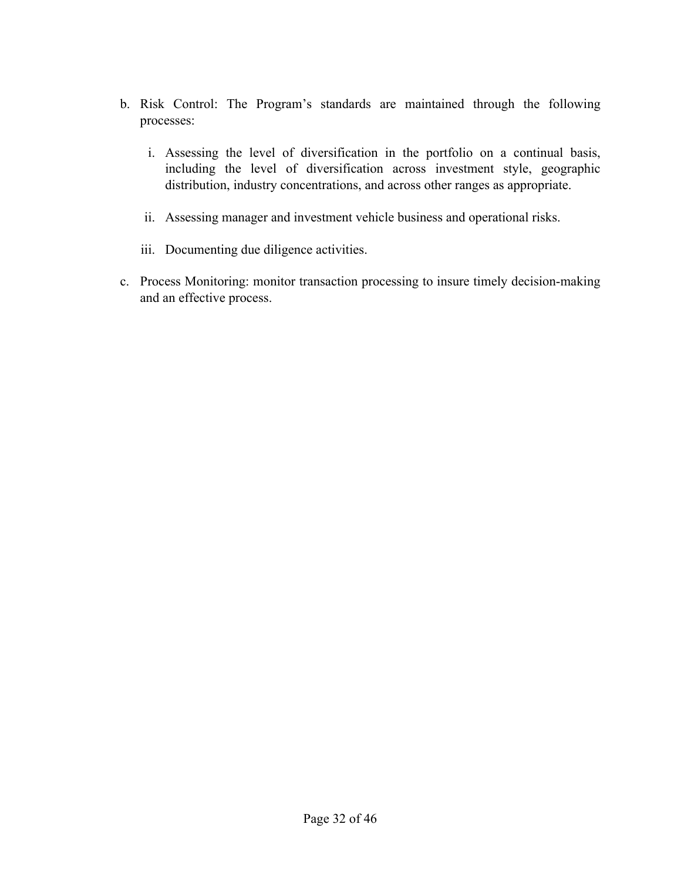b. Risk Control: The Program's standards are maintained through the following processes:

   i. Assessing the level of diversification in the portfolio on a continual basis, including the level of diversification across investment style, geographic distribution, industry concentrations, and across other ranges as appropriate.

   ii. Assessing manager and investment vehicle business and operational risks.

   iii. Documenting due diligence activities.

c. Process Monitoring: monitor transaction processing to insure timely decision-making and an effective process.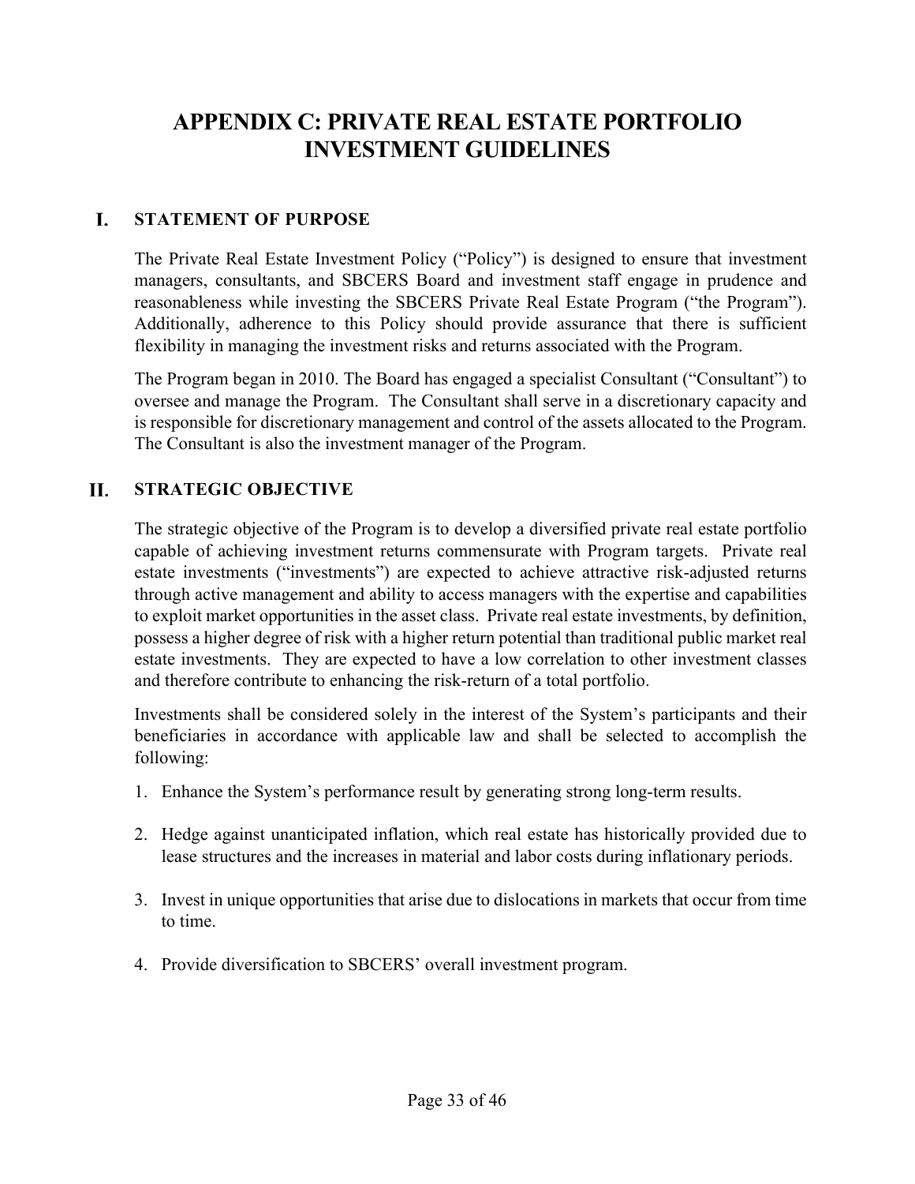# APPENDIX C: PRIVATE REAL ESTATE PORTFOLIO INVESTMENT GUIDELINES

## I. STATEMENT OF PURPOSE

The Private Real Estate Investment Policy ("Policy") is designed to ensure that investment managers, consultants, and SBCERS Board and investment staff engage in prudence and reasonableness while investing the SBCERS Private Real Estate Program ("the Program"). Additionally, adherence to this Policy should provide assurance that there is sufficient flexibility in managing the investment risks and returns associated with the Program.

The Program began in 2010. The Board has engaged a specialist Consultant ("Consultant") to oversee and manage the Program. The Consultant shall serve in a discretionary capacity and is responsible for discretionary management and control of the assets allocated to the Program. The Consultant is also the investment manager of the Program.

## II. STRATEGIC OBJECTIVE

The strategic objective of the Program is to develop a diversified private real estate portfolio capable of achieving investment returns commensurate with Program targets. Private real estate investments ("investments") are expected to achieve attractive risk-adjusted returns through active management and ability to access managers with the expertise and capabilities to exploit market opportunities in the asset class. Private real estate investments, by definition, possess a higher degree of risk with a higher return potential than traditional public market real estate investments. They are expected to have a low correlation to other investment classes and therefore contribute to enhancing the risk-return of a total portfolio.

Investments shall be considered solely in the interest of the System's participants and their beneficiaries in accordance with applicable law and shall be selected to accomplish the following:

1. Enhance the System's performance result by generating strong long-term results.
2. Hedge against unanticipated inflation, which real estate has historically provided due to lease structures and the increases in material and labor costs during inflationary periods.
3. Invest in unique opportunities that arise due to dislocations in markets that occur from time to time.
4. Provide diversification to SBCERS' overall investment program.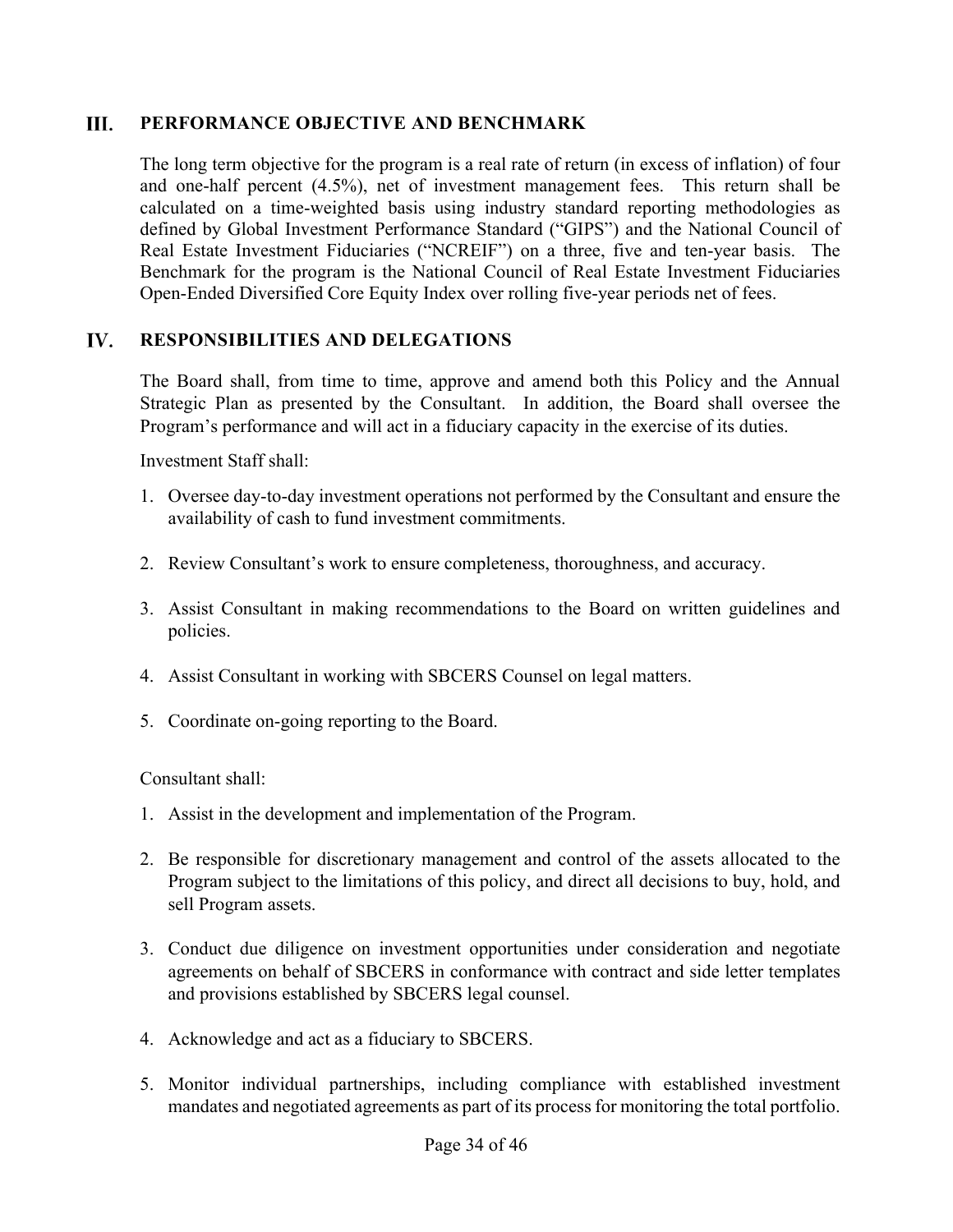## III. PERFORMANCE OBJECTIVE AND BENCHMARK

The long term objective for the program is a real rate of return (in excess of inflation) of four and one-half percent (4.5%), net of investment management fees. This return shall be calculated on a time-weighted basis using industry standard reporting methodologies as defined by Global Investment Performance Standard ("GIPS") and the National Council of Real Estate Investment Fiduciaries ("NCREIF") on a three, five and ten-year basis. The Benchmark for the program is the National Council of Real Estate Investment Fiduciaries Open-Ended Diversified Core Equity Index over rolling five-year periods net of fees.

## IV. RESPONSIBILITIES AND DELEGATIONS

The Board shall, from time to time, approve and amend both this Policy and the Annual Strategic Plan as presented by the Consultant. In addition, the Board shall oversee the Program's performance and will act in a fiduciary capacity in the exercise of its duties.

Investment Staff shall:

1. Oversee day-to-day investment operations not performed by the Consultant and ensure the availability of cash to fund investment commitments.

2. Review Consultant's work to ensure completeness, thoroughness, and accuracy.

3. Assist Consultant in making recommendations to the Board on written guidelines and policies.

4. Assist Consultant in working with SBCERS Counsel on legal matters.

5. Coordinate on-going reporting to the Board.

Consultant shall:

1. Assist in the development and implementation of the Program.

2. Be responsible for discretionary management and control of the assets allocated to the Program subject to the limitations of this policy, and direct all decisions to buy, hold, and sell Program assets.

3. Conduct due diligence on investment opportunities under consideration and negotiate agreements on behalf of SBCERS in conformance with contract and side letter templates and provisions established by SBCERS legal counsel.

4. Acknowledge and act as a fiduciary to SBCERS.

5. Monitor individual partnerships, including compliance with established investment mandates and negotiated agreements as part of its process for monitoring the total portfolio.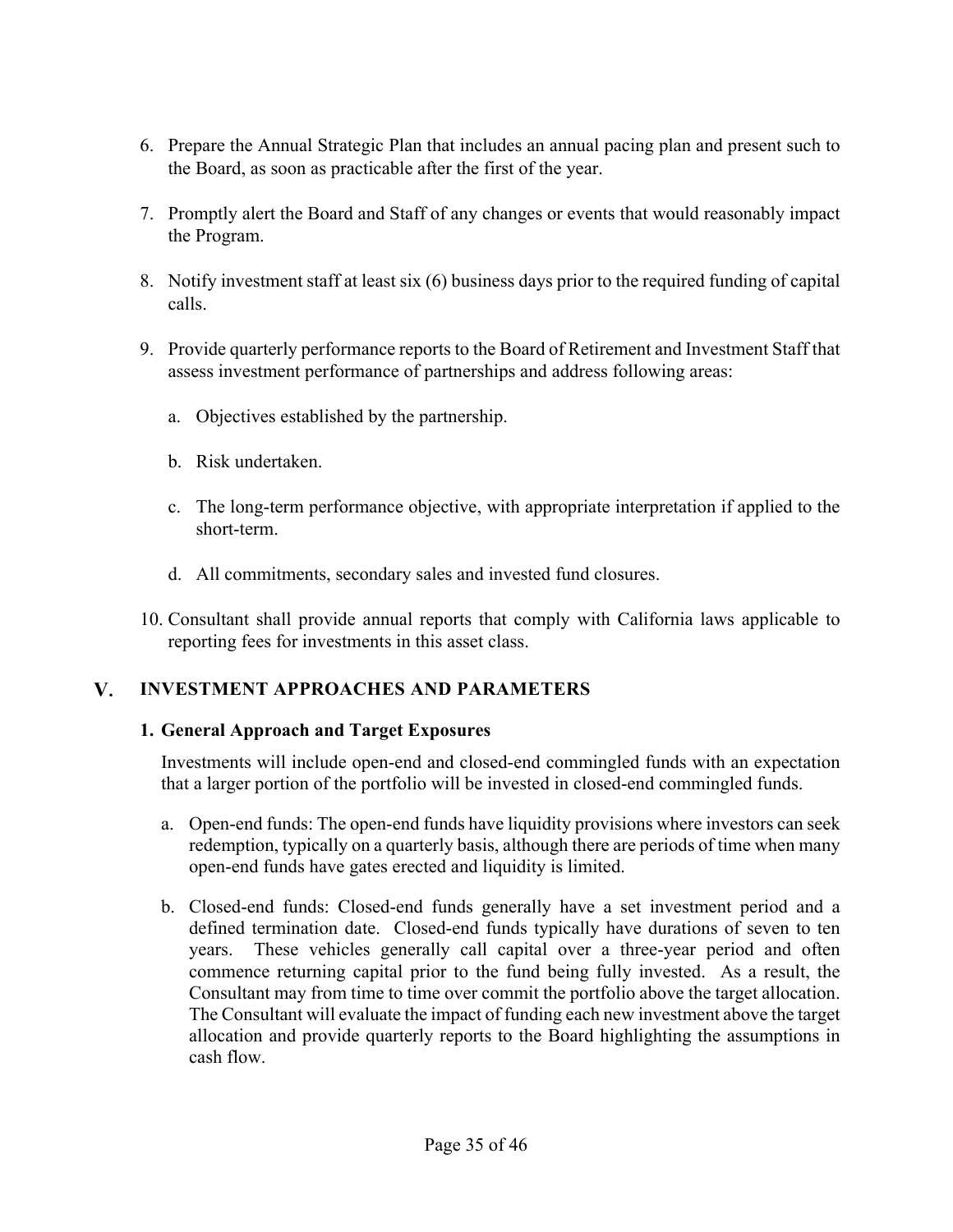6. Prepare the Annual Strategic Plan that includes an annual pacing plan and present such to the Board, as soon as practicable after the first of the year.

7. Promptly alert the Board and Staff of any changes or events that would reasonably impact the Program.

8. Notify investment staff at least six (6) business days prior to the required funding of capital calls.

9. Provide quarterly performance reports to the Board of Retirement and Investment Staff that assess investment performance of partnerships and address following areas:

   a. Objectives established by the partnership.

   b. Risk undertaken.

   c. The long-term performance objective, with appropriate interpretation if applied to the short-term.

   d. All commitments, secondary sales and invested fund closures.

10. Consultant shall provide annual reports that comply with California laws applicable to reporting fees for investments in this asset class.

## V. INVESTMENT APPROACHES AND PARAMETERS

### 1. General Approach and Target Exposures

Investments will include open-end and closed-end commingled funds with an expectation that a larger portion of the portfolio will be invested in closed-end commingled funds.

a. Open-end funds: The open-end funds have liquidity provisions where investors can seek redemption, typically on a quarterly basis, although there are periods of time when many open-end funds have gates erected and liquidity is limited.

b. Closed-end funds: Closed-end funds generally have a set investment period and a defined termination date. Closed-end funds typically have durations of seven to ten years. These vehicles generally call capital over a three-year period and often commence returning capital prior to the fund being fully invested. As a result, the Consultant may from time to time over commit the portfolio above the target allocation. The Consultant will evaluate the impact of funding each new investment above the target allocation and provide quarterly reports to the Board highlighting the assumptions in cash flow.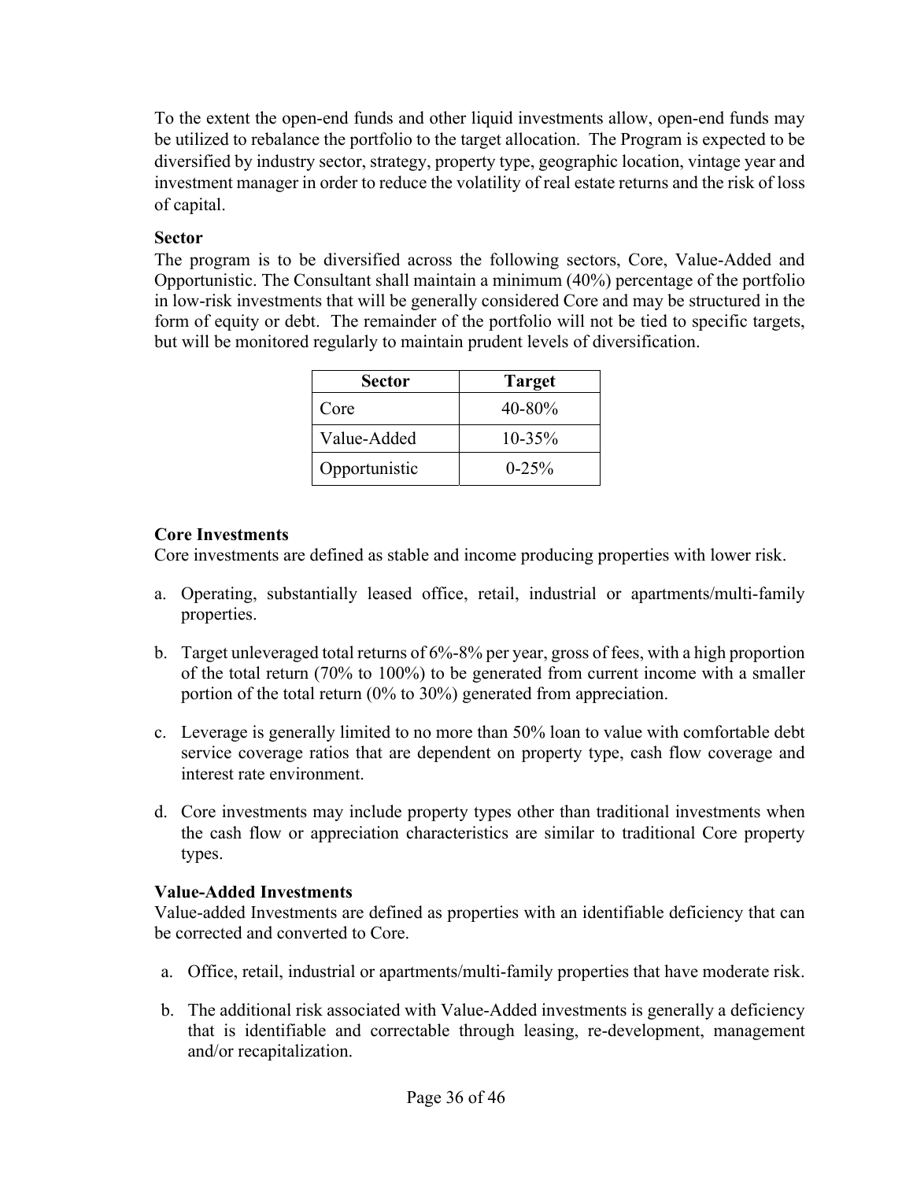To the extent the open-end funds and other liquid investments allow, open-end funds may be utilized to rebalance the portfolio to the target allocation. The Program is expected to be diversified by industry sector, strategy, property type, geographic location, vintage year and investment manager in order to reduce the volatility of real estate returns and the risk of loss of capital.

**Sector**

The program is to be diversified across the following sectors, Core, Value-Added and Opportunistic. The Consultant shall maintain a minimum (40%) percentage of the portfolio in low-risk investments that will be generally considered Core and may be structured in the form of equity or debt. The remainder of the portfolio will not be tied to specific targets, but will be monitored regularly to maintain prudent levels of diversification.

| Sector | Target |
|---|---|
| Core | 40-80% |
| Value-Added | 10-35% |
| Opportunistic | 0-25% |

**Core Investments**

Core investments are defined as stable and income producing properties with lower risk.

a. Operating, substantially leased office, retail, industrial or apartments/multi-family properties.

b. Target unleveraged total returns of 6%-8% per year, gross of fees, with a high proportion of the total return (70% to 100%) to be generated from current income with a smaller portion of the total return (0% to 30%) generated from appreciation.

c. Leverage is generally limited to no more than 50% loan to value with comfortable debt service coverage ratios that are dependent on property type, cash flow coverage and interest rate environment.

d. Core investments may include property types other than traditional investments when the cash flow or appreciation characteristics are similar to traditional Core property types.

**Value-Added Investments**

Value-added Investments are defined as properties with an identifiable deficiency that can be corrected and converted to Core.

a. Office, retail, industrial or apartments/multi-family properties that have moderate risk.

b. The additional risk associated with Value-Added investments is generally a deficiency that is identifiable and correctable through leasing, re-development, management and/or recapitalization.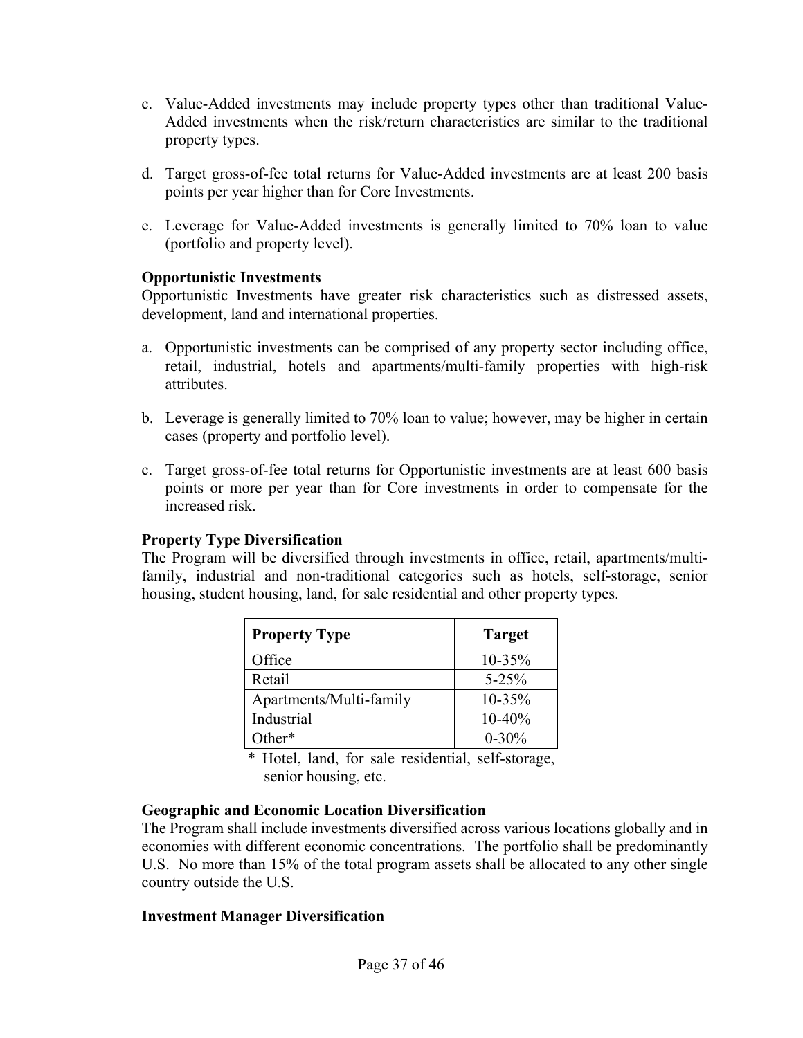c. Value-Added investments may include property types other than traditional Value-Added investments when the risk/return characteristics are similar to the traditional property types.

d. Target gross-of-fee total returns for Value-Added investments are at least 200 basis points per year higher than for Core Investments.

e. Leverage for Value-Added investments is generally limited to 70% loan to value (portfolio and property level).

**Opportunistic Investments**

Opportunistic Investments have greater risk characteristics such as distressed assets, development, land and international properties.

a. Opportunistic investments can be comprised of any property sector including office, retail, industrial, hotels and apartments/multi-family properties with high-risk attributes.

b. Leverage is generally limited to 70% loan to value; however, may be higher in certain cases (property and portfolio level).

c. Target gross-of-fee total returns for Opportunistic investments are at least 600 basis points or more per year than for Core investments in order to compensate for the increased risk.

**Property Type Diversification**

The Program will be diversified through investments in office, retail, apartments/multi-family, industrial and non-traditional categories such as hotels, self-storage, senior housing, student housing, land, for sale residential and other property types.

| Property Type | Target |
|---|---|
| Office | 10-35% |
| Retail | 5-25% |
| Apartments/Multi-family | 10-35% |
| Industrial | 10-40% |
| Other* | 0-30% |

\* Hotel, land, for sale residential, self-storage, senior housing, etc.

**Geographic and Economic Location Diversification**

The Program shall include investments diversified across various locations globally and in economies with different economic concentrations. The portfolio shall be predominantly U.S. No more than 15% of the total program assets shall be allocated to any other single country outside the U.S.

**Investment Manager Diversification**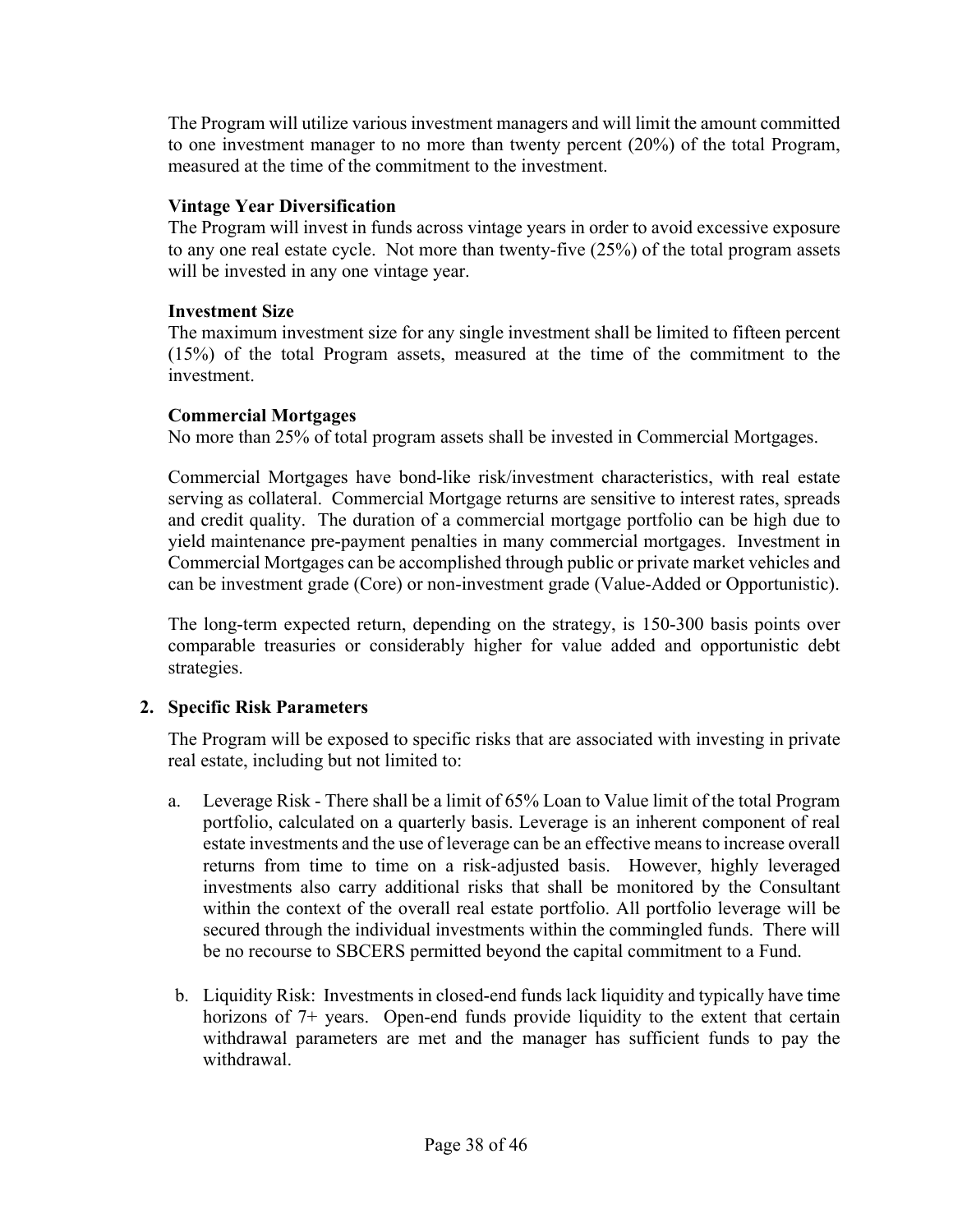The Program will utilize various investment managers and will limit the amount committed to one investment manager to no more than twenty percent (20%) of the total Program, measured at the time of the commitment to the investment.

**Vintage Year Diversification**
The Program will invest in funds across vintage years in order to avoid excessive exposure to any one real estate cycle. Not more than twenty-five (25%) of the total program assets will be invested in any one vintage year.

**Investment Size**
The maximum investment size for any single investment shall be limited to fifteen percent (15%) of the total Program assets, measured at the time of the commitment to the investment.

**Commercial Mortgages**
No more than 25% of total program assets shall be invested in Commercial Mortgages.

Commercial Mortgages have bond-like risk/investment characteristics, with real estate serving as collateral. Commercial Mortgage returns are sensitive to interest rates, spreads and credit quality. The duration of a commercial mortgage portfolio can be high due to yield maintenance pre-payment penalties in many commercial mortgages. Investment in Commercial Mortgages can be accomplished through public or private market vehicles and can be investment grade (Core) or non-investment grade (Value-Added or Opportunistic).

The long-term expected return, depending on the strategy, is 150-300 basis points over comparable treasuries or considerably higher for value added and opportunistic debt strategies.

**2. Specific Risk Parameters**

The Program will be exposed to specific risks that are associated with investing in private real estate, including but not limited to:

a. Leverage Risk - There shall be a limit of 65% Loan to Value limit of the total Program portfolio, calculated on a quarterly basis. Leverage is an inherent component of real estate investments and the use of leverage can be an effective means to increase overall returns from time to time on a risk-adjusted basis. However, highly leveraged investments also carry additional risks that shall be monitored by the Consultant within the context of the overall real estate portfolio. All portfolio leverage will be secured through the individual investments within the commingled funds. There will be no recourse to SBCERS permitted beyond the capital commitment to a Fund.

b. Liquidity Risk: Investments in closed-end funds lack liquidity and typically have time horizons of 7+ years. Open-end funds provide liquidity to the extent that certain withdrawal parameters are met and the manager has sufficient funds to pay the withdrawal.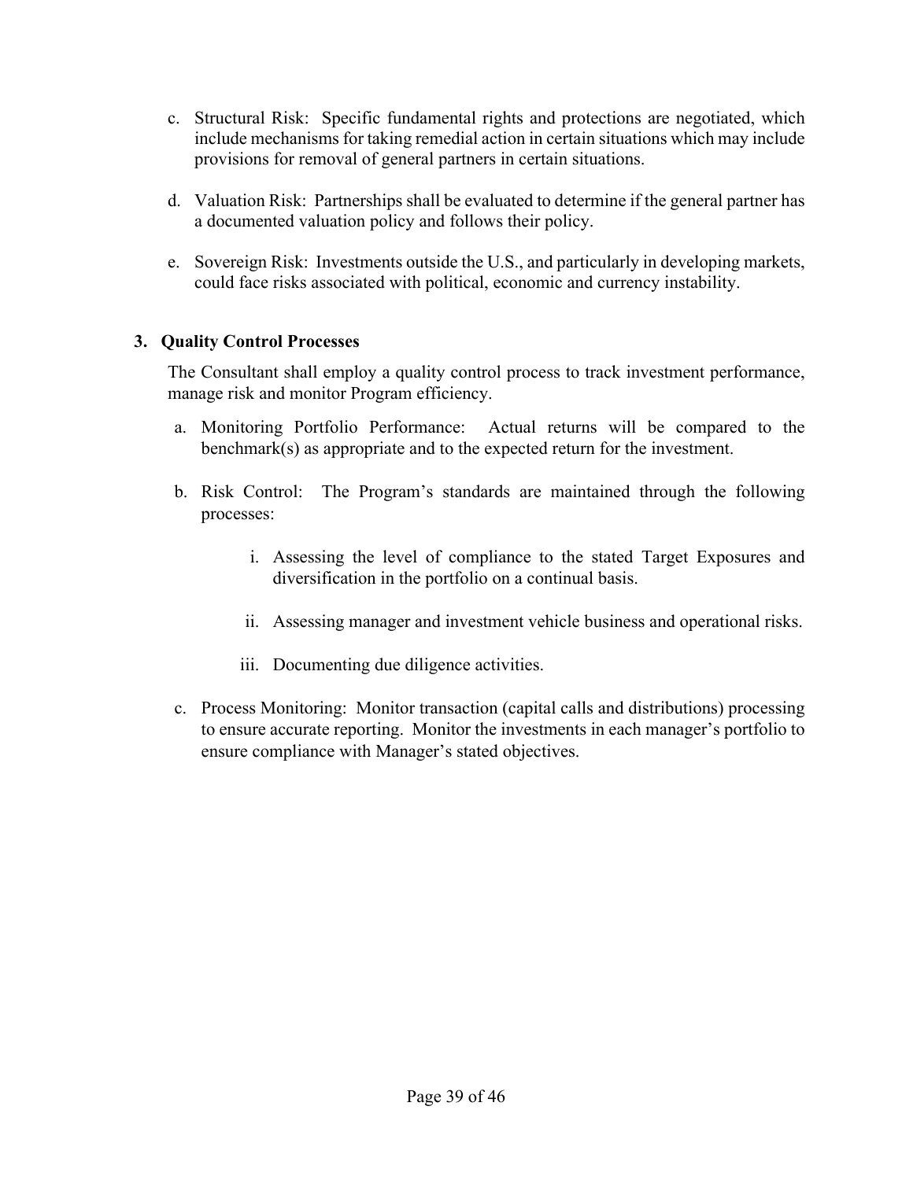c. Structural Risk: Specific fundamental rights and protections are negotiated, which include mechanisms for taking remedial action in certain situations which may include provisions for removal of general partners in certain situations.

d. Valuation Risk: Partnerships shall be evaluated to determine if the general partner has a documented valuation policy and follows their policy.

e. Sovereign Risk: Investments outside the U.S., and particularly in developing markets, could face risks associated with political, economic and currency instability.

### 3. Quality Control Processes

The Consultant shall employ a quality control process to track investment performance, manage risk and monitor Program efficiency.

a. Monitoring Portfolio Performance: Actual returns will be compared to the benchmark(s) as appropriate and to the expected return for the investment.

b. Risk Control: The Program's standards are maintained through the following processes:

   i. Assessing the level of compliance to the stated Target Exposures and diversification in the portfolio on a continual basis.

   ii. Assessing manager and investment vehicle business and operational risks.

   iii. Documenting due diligence activities.

c. Process Monitoring: Monitor transaction (capital calls and distributions) processing to ensure accurate reporting. Monitor the investments in each manager's portfolio to ensure compliance with Manager's stated objectives.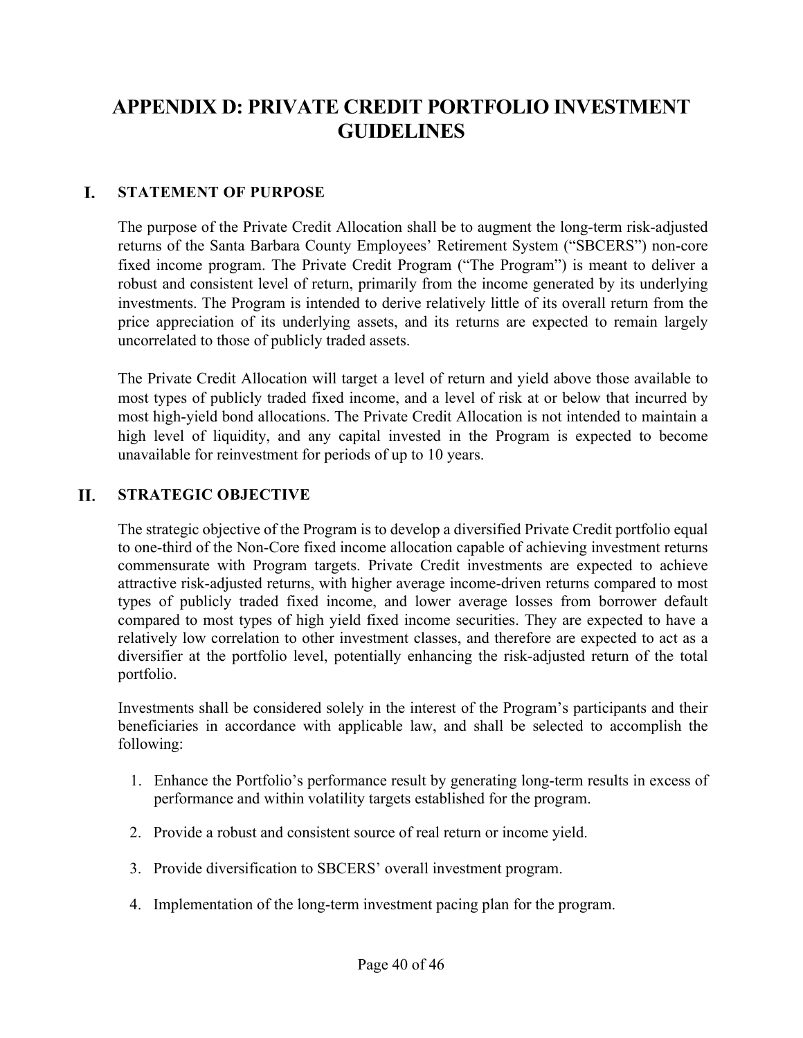# APPENDIX D: PRIVATE CREDIT PORTFOLIO INVESTMENT GUIDELINES

## I. STATEMENT OF PURPOSE

The purpose of the Private Credit Allocation shall be to augment the long-term risk-adjusted returns of the Santa Barbara County Employees' Retirement System ("SBCERS") non-core fixed income program. The Private Credit Program ("The Program") is meant to deliver a robust and consistent level of return, primarily from the income generated by its underlying investments. The Program is intended to derive relatively little of its overall return from the price appreciation of its underlying assets, and its returns are expected to remain largely uncorrelated to those of publicly traded assets.

The Private Credit Allocation will target a level of return and yield above those available to most types of publicly traded fixed income, and a level of risk at or below that incurred by most high-yield bond allocations. The Private Credit Allocation is not intended to maintain a high level of liquidity, and any capital invested in the Program is expected to become unavailable for reinvestment for periods of up to 10 years.

## II. STRATEGIC OBJECTIVE

The strategic objective of the Program is to develop a diversified Private Credit portfolio equal to one-third of the Non-Core fixed income allocation capable of achieving investment returns commensurate with Program targets. Private Credit investments are expected to achieve attractive risk-adjusted returns, with higher average income-driven returns compared to most types of publicly traded fixed income, and lower average losses from borrower default compared to most types of high yield fixed income securities. They are expected to have a relatively low correlation to other investment classes, and therefore are expected to act as a diversifier at the portfolio level, potentially enhancing the risk-adjusted return of the total portfolio.

Investments shall be considered solely in the interest of the Program's participants and their beneficiaries in accordance with applicable law, and shall be selected to accomplish the following:

1. Enhance the Portfolio's performance result by generating long-term results in excess of performance and within volatility targets established for the program.

2. Provide a robust and consistent source of real return or income yield.

3. Provide diversification to SBCERS' overall investment program.

4. Implementation of the long-term investment pacing plan for the program.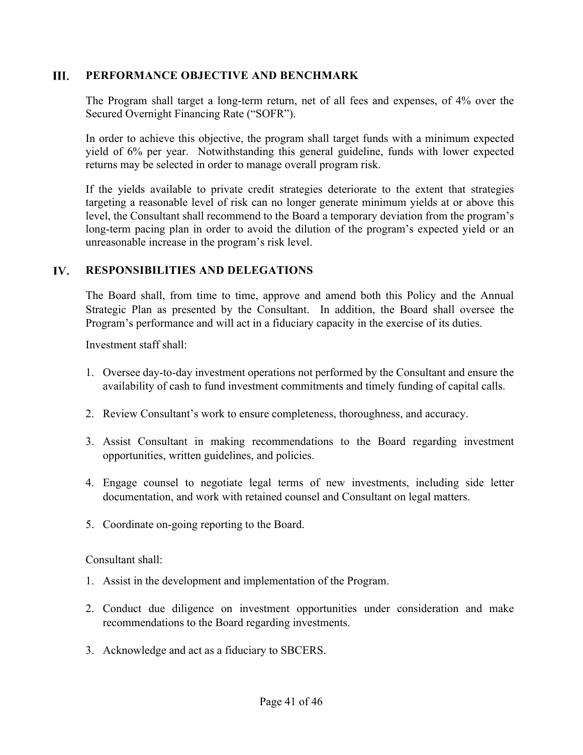## III. PERFORMANCE OBJECTIVE AND BENCHMARK

The Program shall target a long-term return, net of all fees and expenses, of 4% over the Secured Overnight Financing Rate ("SOFR").

In order to achieve this objective, the program shall target funds with a minimum expected yield of 6% per year. Notwithstanding this general guideline, funds with lower expected returns may be selected in order to manage overall program risk.

If the yields available to private credit strategies deteriorate to the extent that strategies targeting a reasonable level of risk can no longer generate minimum yields at or above this level, the Consultant shall recommend to the Board a temporary deviation from the program's long-term pacing plan in order to avoid the dilution of the program's expected yield or an unreasonable increase in the program's risk level.

## IV. RESPONSIBILITIES AND DELEGATIONS

The Board shall, from time to time, approve and amend both this Policy and the Annual Strategic Plan as presented by the Consultant. In addition, the Board shall oversee the Program's performance and will act in a fiduciary capacity in the exercise of its duties.

Investment staff shall:

1. Oversee day-to-day investment operations not performed by the Consultant and ensure the availability of cash to fund investment commitments and timely funding of capital calls.
2. Review Consultant's work to ensure completeness, thoroughness, and accuracy.
3. Assist Consultant in making recommendations to the Board regarding investment opportunities, written guidelines, and policies.
4. Engage counsel to negotiate legal terms of new investments, including side letter documentation, and work with retained counsel and Consultant on legal matters.
5. Coordinate on-going reporting to the Board.

Consultant shall:

1. Assist in the development and implementation of the Program.
2. Conduct due diligence on investment opportunities under consideration and make recommendations to the Board regarding investments.
3. Acknowledge and act as a fiduciary to SBCERS.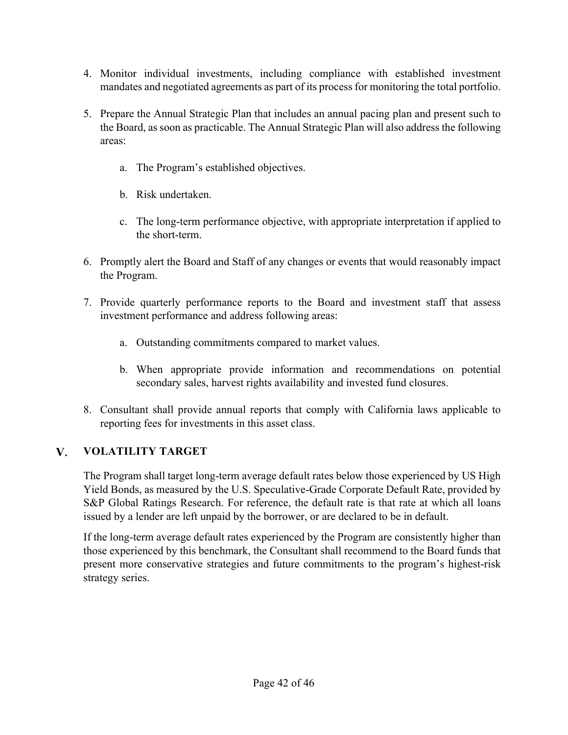4. Monitor individual investments, including compliance with established investment mandates and negotiated agreements as part of its process for monitoring the total portfolio.

5. Prepare the Annual Strategic Plan that includes an annual pacing plan and present such to the Board, as soon as practicable. The Annual Strategic Plan will also address the following areas:

    a. The Program's established objectives.

    b. Risk undertaken.

    c. The long-term performance objective, with appropriate interpretation if applied to the short-term.

6. Promptly alert the Board and Staff of any changes or events that would reasonably impact the Program.

7. Provide quarterly performance reports to the Board and investment staff that assess investment performance and address following areas:

    a. Outstanding commitments compared to market values.

    b. When appropriate provide information and recommendations on potential secondary sales, harvest rights availability and invested fund closures.

8. Consultant shall provide annual reports that comply with California laws applicable to reporting fees for investments in this asset class.

## V. VOLATILITY TARGET

The Program shall target long-term average default rates below those experienced by US High Yield Bonds, as measured by the U.S. Speculative-Grade Corporate Default Rate, provided by S&P Global Ratings Research. For reference, the default rate is that rate at which all loans issued by a lender are left unpaid by the borrower, or are declared to be in default.

If the long-term average default rates experienced by the Program are consistently higher than those experienced by this benchmark, the Consultant shall recommend to the Board funds that present more conservative strategies and future commitments to the program's highest-risk strategy series.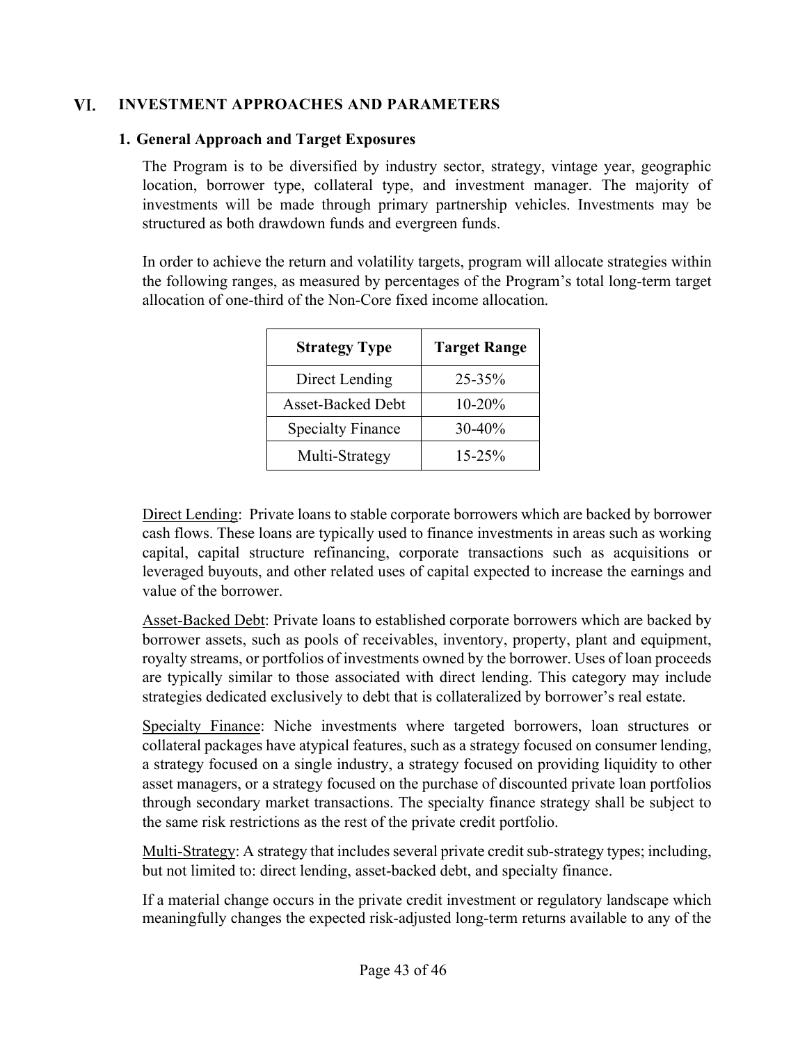## VI. INVESTMENT APPROACHES AND PARAMETERS

### 1. General Approach and Target Exposures

The Program is to be diversified by industry sector, strategy, vintage year, geographic location, borrower type, collateral type, and investment manager. The majority of investments will be made through primary partnership vehicles. Investments may be structured as both drawdown funds and evergreen funds.

In order to achieve the return and volatility targets, program will allocate strategies within the following ranges, as measured by percentages of the Program's total long-term target allocation of one-third of the Non-Core fixed income allocation.

| Strategy Type | Target Range |
|---|---|
| Direct Lending | 25-35% |
| Asset-Backed Debt | 10-20% |
| Specialty Finance | 30-40% |
| Multi-Strategy | 15-25% |

Direct Lending: Private loans to stable corporate borrowers which are backed by borrower cash flows. These loans are typically used to finance investments in areas such as working capital, capital structure refinancing, corporate transactions such as acquisitions or leveraged buyouts, and other related uses of capital expected to increase the earnings and value of the borrower.

Asset-Backed Debt: Private loans to established corporate borrowers which are backed by borrower assets, such as pools of receivables, inventory, property, plant and equipment, royalty streams, or portfolios of investments owned by the borrower. Uses of loan proceeds are typically similar to those associated with direct lending. This category may include strategies dedicated exclusively to debt that is collateralized by borrower's real estate.

Specialty Finance: Niche investments where targeted borrowers, loan structures or collateral packages have atypical features, such as a strategy focused on consumer lending, a strategy focused on a single industry, a strategy focused on providing liquidity to other asset managers, or a strategy focused on the purchase of discounted private loan portfolios through secondary market transactions. The specialty finance strategy shall be subject to the same risk restrictions as the rest of the private credit portfolio.

Multi-Strategy: A strategy that includes several private credit sub-strategy types; including, but not limited to: direct lending, asset-backed debt, and specialty finance.

If a material change occurs in the private credit investment or regulatory landscape which meaningfully changes the expected risk-adjusted long-term returns available to any of the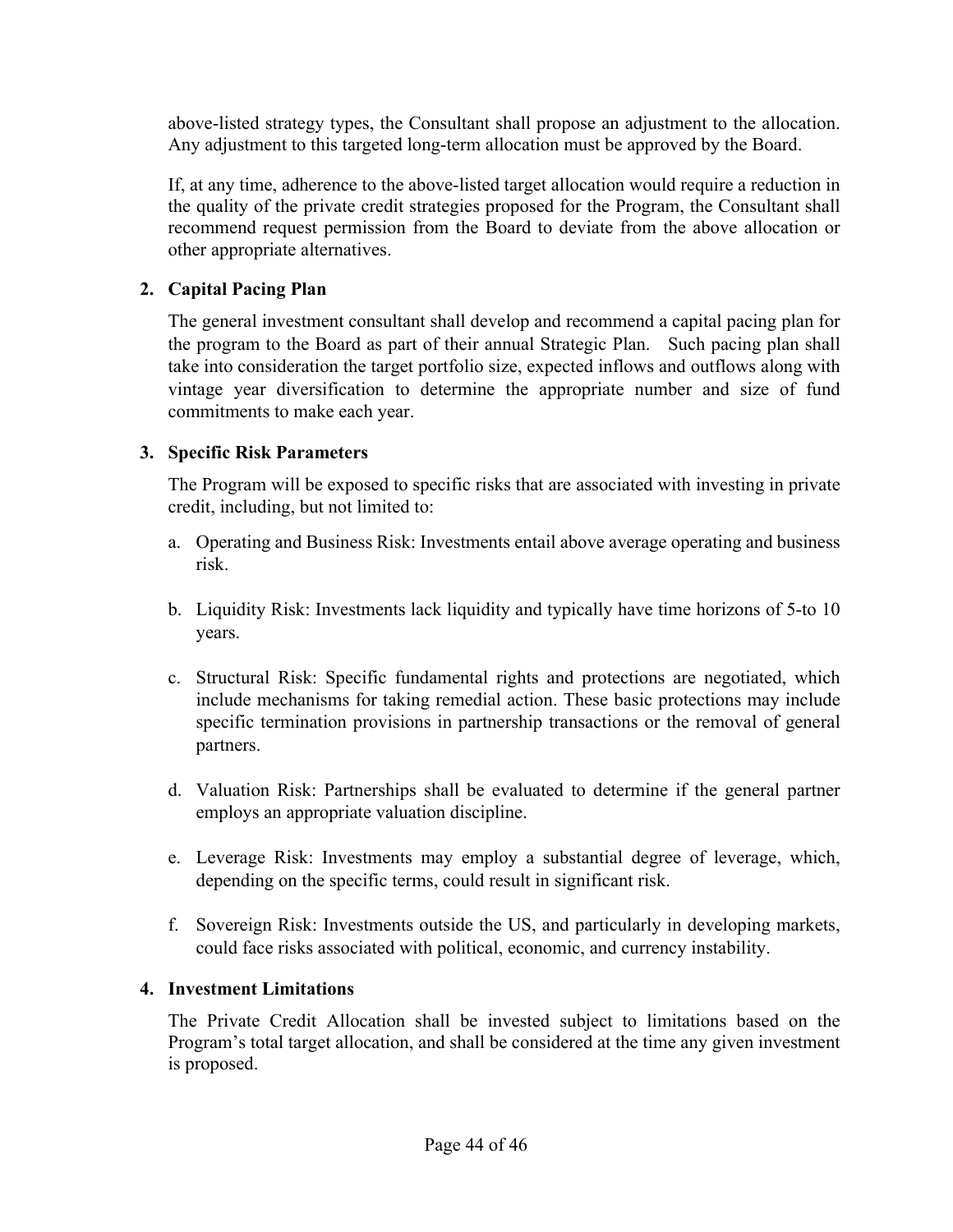above-listed strategy types, the Consultant shall propose an adjustment to the allocation. Any adjustment to this targeted long-term allocation must be approved by the Board.

If, at any time, adherence to the above-listed target allocation would require a reduction in the quality of the private credit strategies proposed for the Program, the Consultant shall recommend request permission from the Board to deviate from the above allocation or other appropriate alternatives.

**2. Capital Pacing Plan**

The general investment consultant shall develop and recommend a capital pacing plan for the program to the Board as part of their annual Strategic Plan. Such pacing plan shall take into consideration the target portfolio size, expected inflows and outflows along with vintage year diversification to determine the appropriate number and size of fund commitments to make each year.

**3. Specific Risk Parameters**

The Program will be exposed to specific risks that are associated with investing in private credit, including, but not limited to:

a. Operating and Business Risk: Investments entail above average operating and business risk.

b. Liquidity Risk: Investments lack liquidity and typically have time horizons of 5-to 10 years.

c. Structural Risk: Specific fundamental rights and protections are negotiated, which include mechanisms for taking remedial action. These basic protections may include specific termination provisions in partnership transactions or the removal of general partners.

d. Valuation Risk: Partnerships shall be evaluated to determine if the general partner employs an appropriate valuation discipline.

e. Leverage Risk: Investments may employ a substantial degree of leverage, which, depending on the specific terms, could result in significant risk.

f. Sovereign Risk: Investments outside the US, and particularly in developing markets, could face risks associated with political, economic, and currency instability.

**4. Investment Limitations**

The Private Credit Allocation shall be invested subject to limitations based on the Program's total target allocation, and shall be considered at the time any given investment is proposed.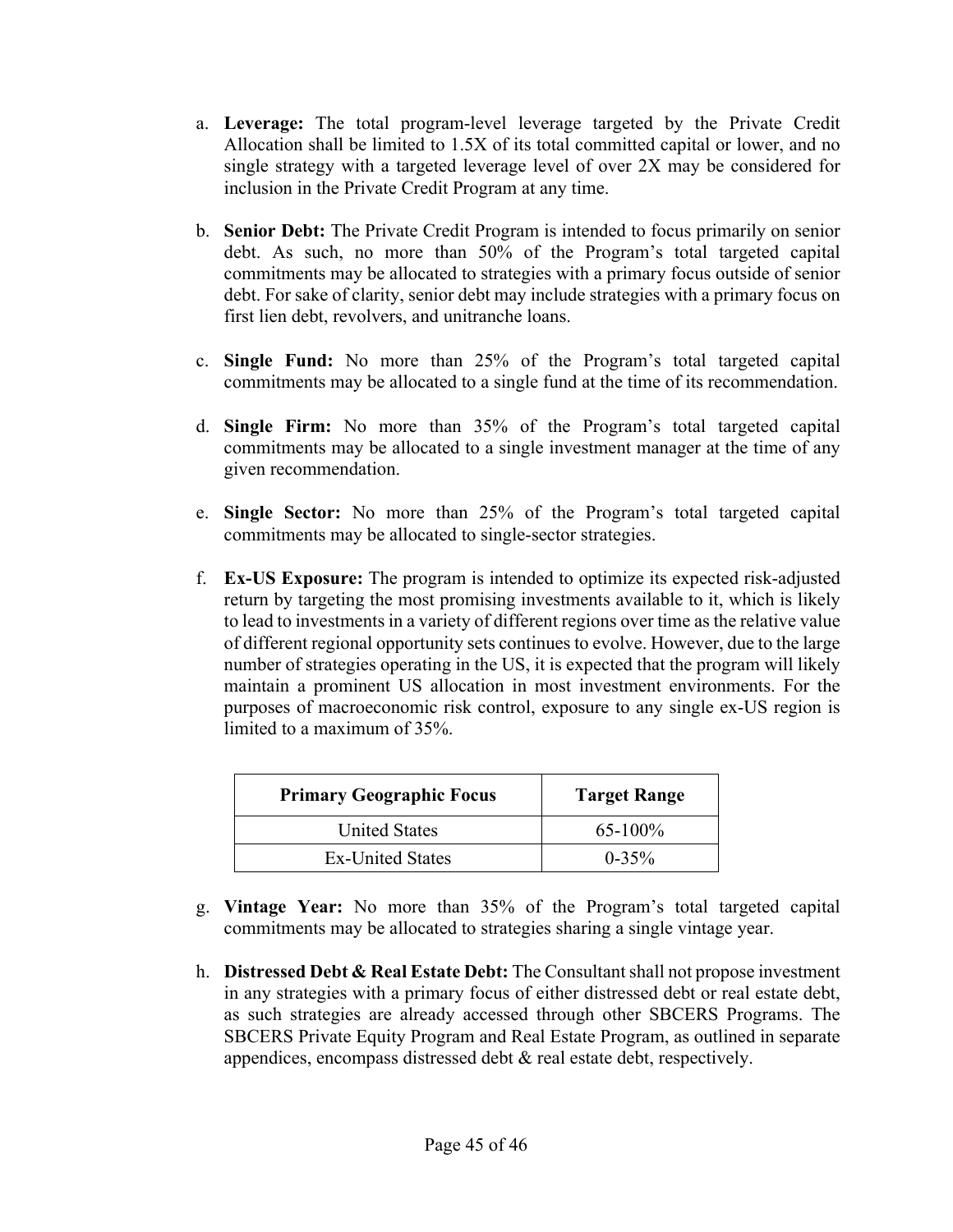a. **Leverage:** The total program-level leverage targeted by the Private Credit Allocation shall be limited to 1.5X of its total committed capital or lower, and no single strategy with a targeted leverage level of over 2X may be considered for inclusion in the Private Credit Program at any time.

b. **Senior Debt:** The Private Credit Program is intended to focus primarily on senior debt. As such, no more than 50% of the Program's total targeted capital commitments may be allocated to strategies with a primary focus outside of senior debt. For sake of clarity, senior debt may include strategies with a primary focus on first lien debt, revolvers, and unitranche loans.

c. **Single Fund:** No more than 25% of the Program's total targeted capital commitments may be allocated to a single fund at the time of its recommendation.

d. **Single Firm:** No more than 35% of the Program's total targeted capital commitments may be allocated to a single investment manager at the time of any given recommendation.

e. **Single Sector:** No more than 25% of the Program's total targeted capital commitments may be allocated to single-sector strategies.

f. **Ex-US Exposure:** The program is intended to optimize its expected risk-adjusted return by targeting the most promising investments available to it, which is likely to lead to investments in a variety of different regions over time as the relative value of different regional opportunity sets continues to evolve. However, due to the large number of strategies operating in the US, it is expected that the program will likely maintain a prominent US allocation in most investment environments. For the purposes of macroeconomic risk control, exposure to any single ex-US region is limited to a maximum of 35%.

| Primary Geographic Focus | Target Range |
|---|---|
| United States | 65-100% |
| Ex-United States | 0-35% |

g. **Vintage Year:** No more than 35% of the Program's total targeted capital commitments may be allocated to strategies sharing a single vintage year.

h. **Distressed Debt & Real Estate Debt:** The Consultant shall not propose investment in any strategies with a primary focus of either distressed debt or real estate debt, as such strategies are already accessed through other SBCERS Programs. The SBCERS Private Equity Program and Real Estate Program, as outlined in separate appendices, encompass distressed debt & real estate debt, respectively.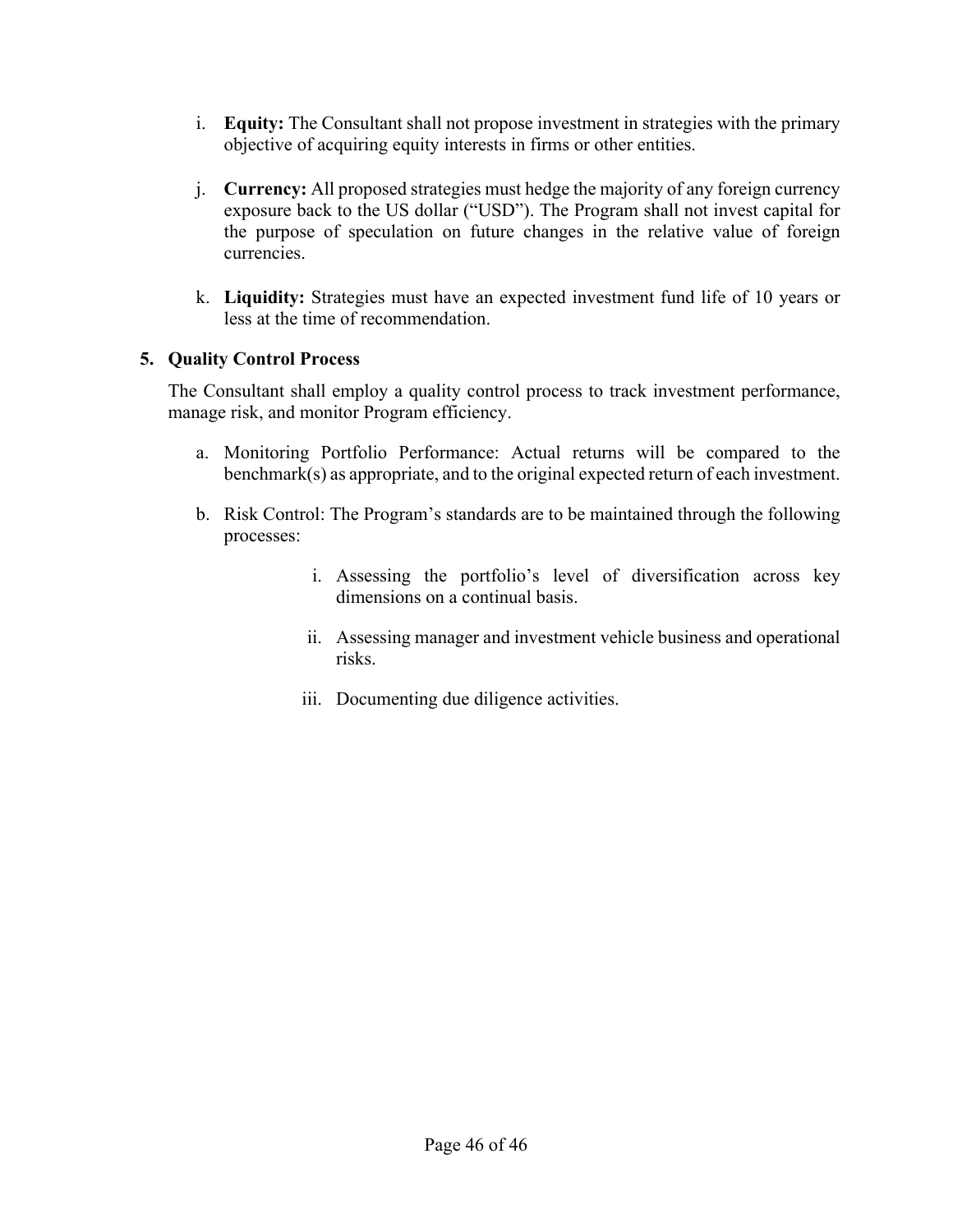i. **Equity:** The Consultant shall not propose investment in strategies with the primary objective of acquiring equity interests in firms or other entities.

j. **Currency:** All proposed strategies must hedge the majority of any foreign currency exposure back to the US dollar ("USD"). The Program shall not invest capital for the purpose of speculation on future changes in the relative value of foreign currencies.

k. **Liquidity:** Strategies must have an expected investment fund life of 10 years or less at the time of recommendation.

**5. Quality Control Process**

The Consultant shall employ a quality control process to track investment performance, manage risk, and monitor Program efficiency.

a. Monitoring Portfolio Performance: Actual returns will be compared to the benchmark(s) as appropriate, and to the original expected return of each investment.

b. Risk Control: The Program's standards are to be maintained through the following processes:

   i. Assessing the portfolio's level of diversification across key dimensions on a continual basis.

   ii. Assessing manager and investment vehicle business and operational risks.

   iii. Documenting due diligence activities.